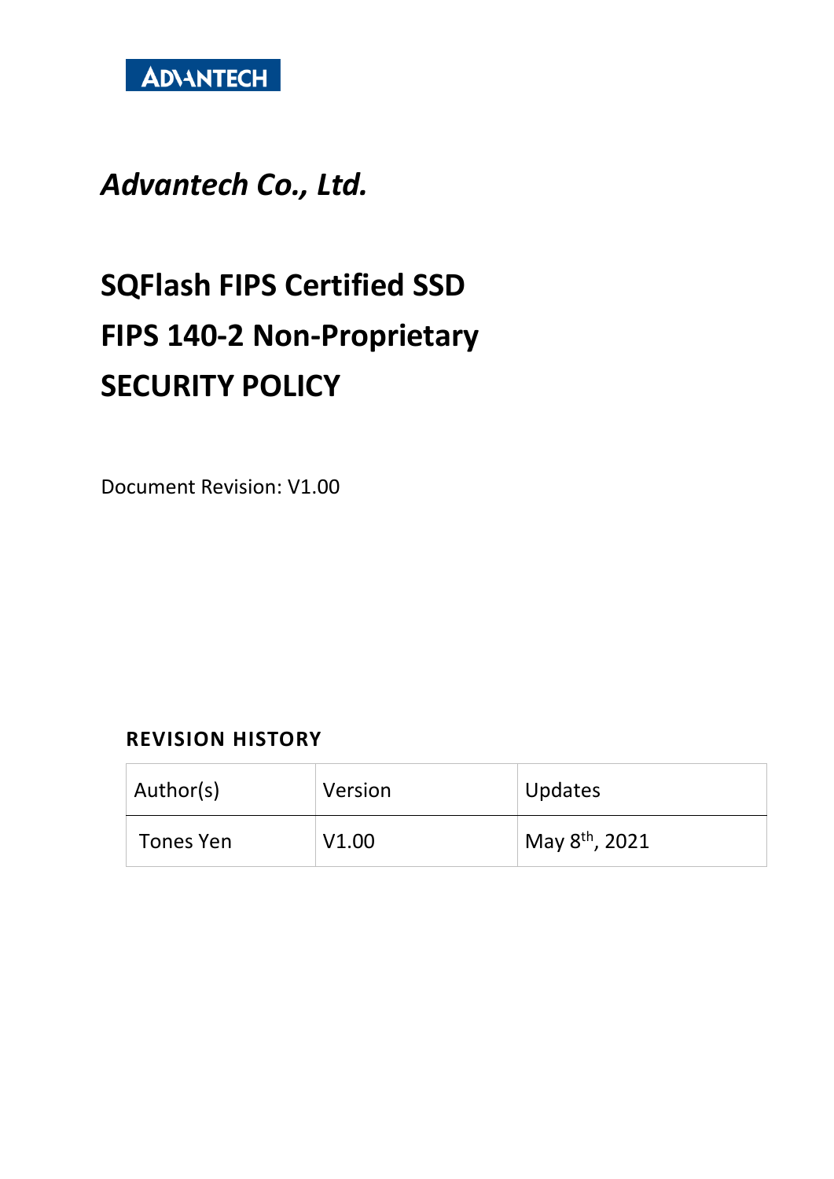ADVANTECH

*Advantech Co., Ltd.*

# SQFlash FIPS Certified SSD
# FIPS 140-2 Non-Proprietary
# SECURITY POLICY

Document Revision: V1.00

## REVISION HISTORY

| Author(s) | Version | Updates |
|---|---|---|
| Tones Yen | V1.00 | May 8th, 2021 |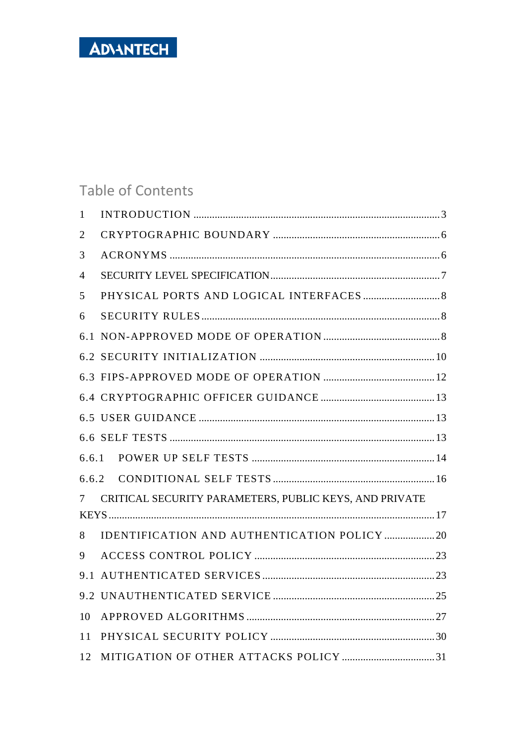## Table of Contents

1 INTRODUCTION ..... 3
2 CRYPTOGRAPHIC BOUNDARY ..... 6
3 ACRONYMS ..... 6
4 SECURITY LEVEL SPECIFICATION ..... 7
5 PHYSICAL PORTS AND LOGICAL INTERFACES ..... 8
6 SECURITY RULES ..... 8
6.1 NON-APPROVED MODE OF OPERATION ..... 8
6.2 SECURITY INITIALIZATION ..... 10
6.3 FIPS-APPROVED MODE OF OPERATION ..... 12
6.4 CRYPTOGRAPHIC OFFICER GUIDANCE ..... 13
6.5 USER GUIDANCE ..... 13
6.6 SELF TESTS ..... 13
6.6.1 POWER UP SELF TESTS ..... 14
6.6.2 CONDITIONAL SELF TESTS ..... 16
7 CRITICAL SECURITY PARAMETERS, PUBLIC KEYS, AND PRIVATE KEYS ..... 17
8 IDENTIFICATION AND AUTHENTICATION POLICY ..... 20
9 ACCESS CONTROL POLICY ..... 23
9.1 AUTHENTICATED SERVICES ..... 23
9.2 UNAUTHENTICATED SERVICE ..... 25
10 APPROVED ALGORITHMS ..... 27
11 PHYSICAL SECURITY POLICY ..... 30
12 MITIGATION OF OTHER ATTACKS POLICY ..... 31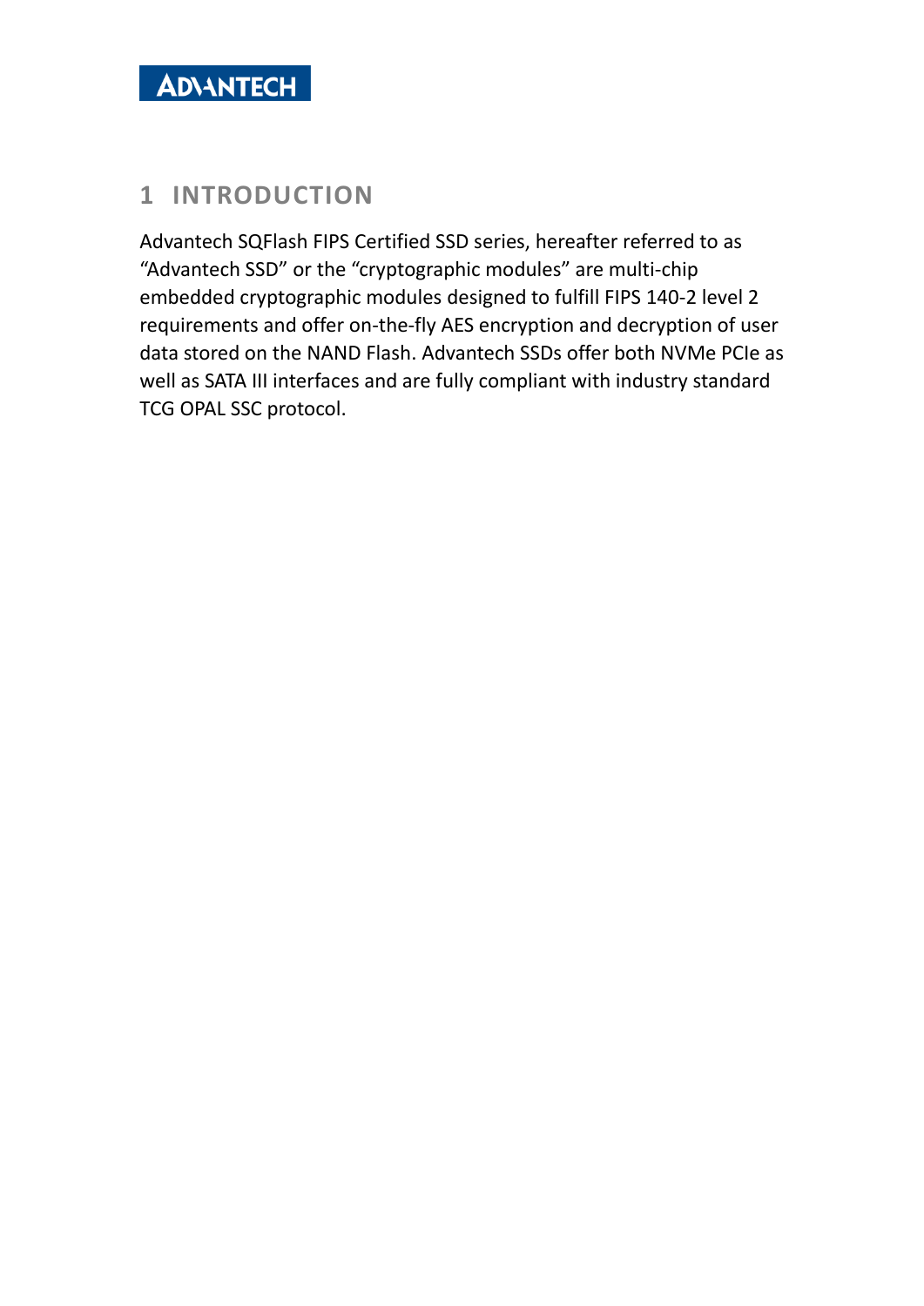# 1 INTRODUCTION

Advantech SQFlash FIPS Certified SSD series, hereafter referred to as "Advantech SSD" or the "cryptographic modules" are multi-chip embedded cryptographic modules designed to fulfill FIPS 140-2 level 2 requirements and offer on-the-fly AES encryption and decryption of user data stored on the NAND Flash. Advantech SSDs offer both NVMe PCIe as well as SATA III interfaces and are fully compliant with industry standard TCG OPAL SSC protocol.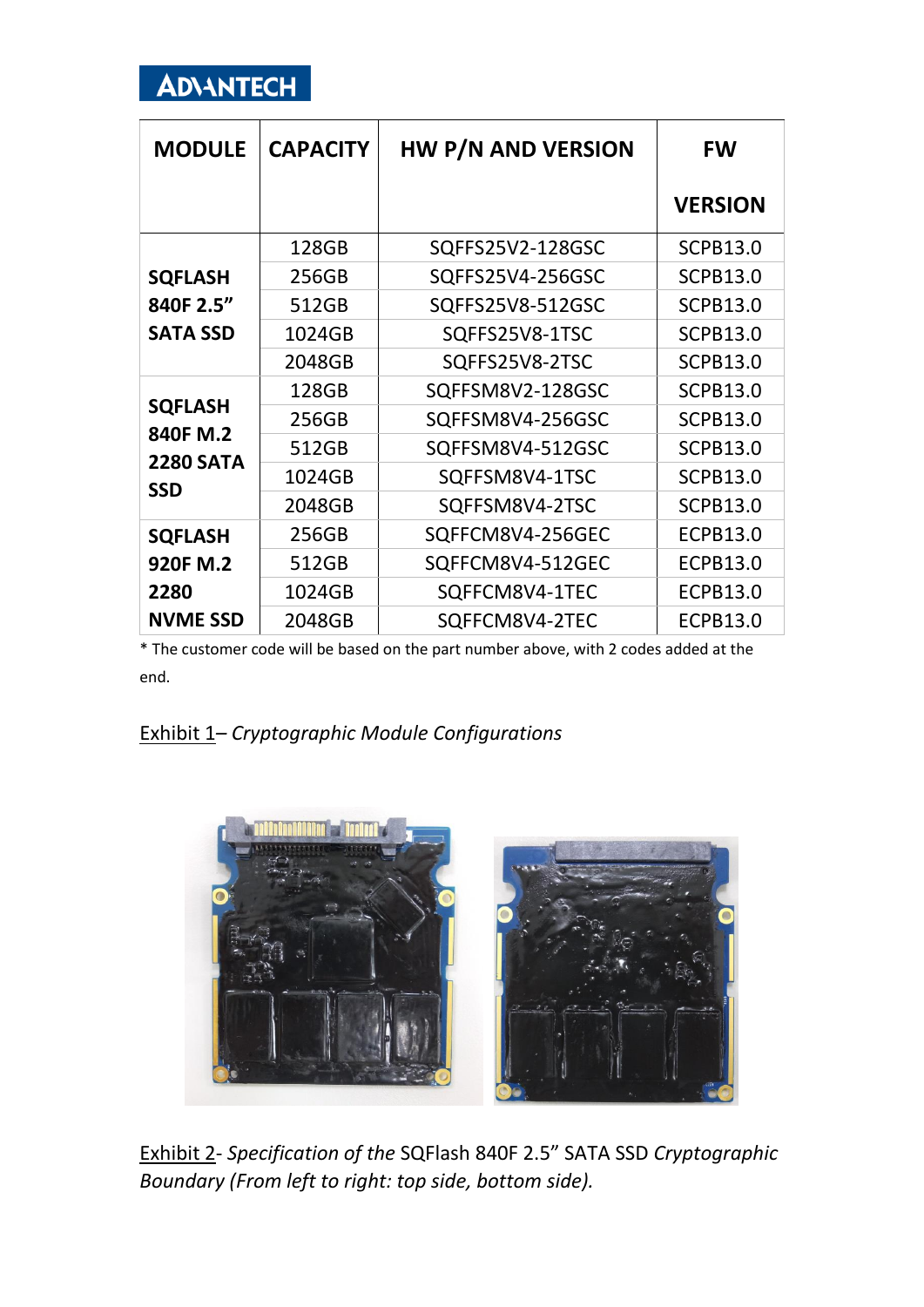| MODULE | CAPACITY | HW P/N AND VERSION | FW VERSION |
|---|---|---|---|
| SQFLASH 840F 2.5" SATA SSD | 128GB | SQFFS25V2-128GSC | SCPB13.0 |
| | 256GB | SQFFS25V4-256GSC | SCPB13.0 |
| | 512GB | SQFFS25V8-512GSC | SCPB13.0 |
| | 1024GB | SQFFS25V8-1TSC | SCPB13.0 |
| | 2048GB | SQFFS25V8-2TSC | SCPB13.0 |
| SQFLASH 840F M.2 2280 SATA SSD | 128GB | SQFFSM8V2-128GSC | SCPB13.0 |
| | 256GB | SQFFSM8V4-256GSC | SCPB13.0 |
| | 512GB | SQFFSM8V4-512GSC | SCPB13.0 |
| | 1024GB | SQFFSM8V4-1TSC | SCPB13.0 |
| | 2048GB | SQFFSM8V4-2TSC | SCPB13.0 |
| SQFLASH 920F M.2 2280 NVME SSD | 256GB | SQFFCM8V4-256GEC | ECPB13.0 |
| | 512GB | SQFFCM8V4-512GEC | ECPB13.0 |
| | 1024GB | SQFFCM8V4-1TEC | ECPB13.0 |
| | 2048GB | SQFFCM8V4-2TEC | ECPB13.0 |

* The customer code will be based on the part number above, with 2 codes added at the end.

Exhibit 1– *Cryptographic Module Configurations*

Exhibit 2- *Specification of the* SQFlash 840F 2.5" SATA SSD *Cryptographic Boundary (From left to right: top side, bottom side).*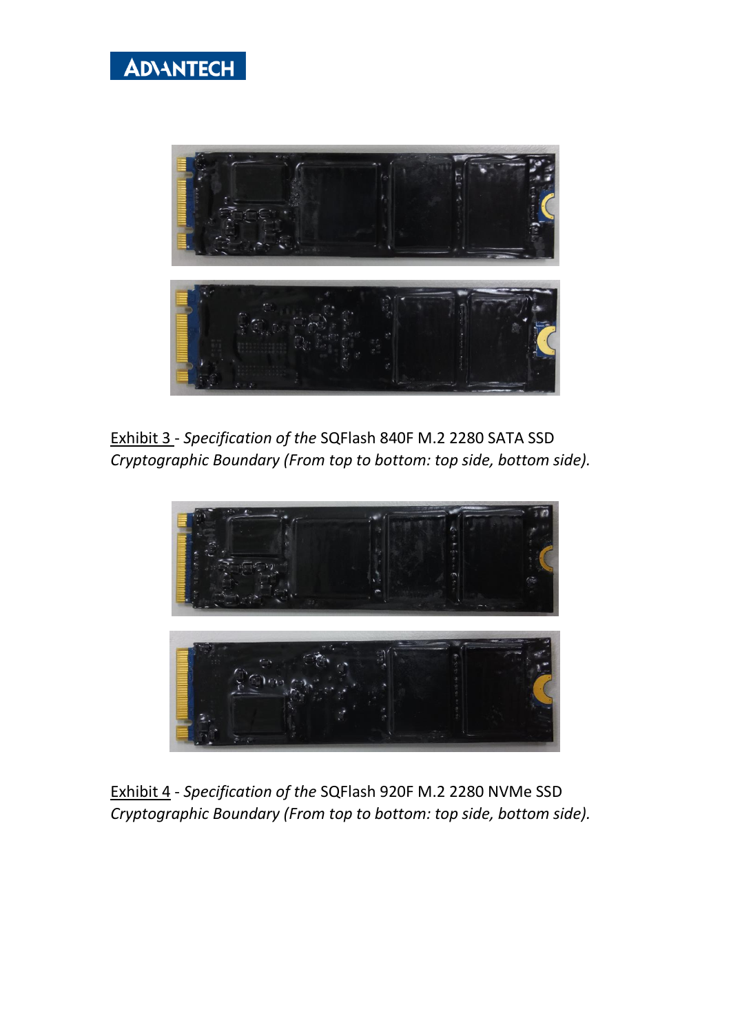Exhibit 3 - *Specification of the* SQFlash 840F M.2 2280 SATA SSD *Cryptographic Boundary (From top to bottom: top side, bottom side).*

Exhibit 4 - *Specification of the* SQFlash 920F M.2 2280 NVMe SSD *Cryptographic Boundary (From top to bottom: top side, bottom side).*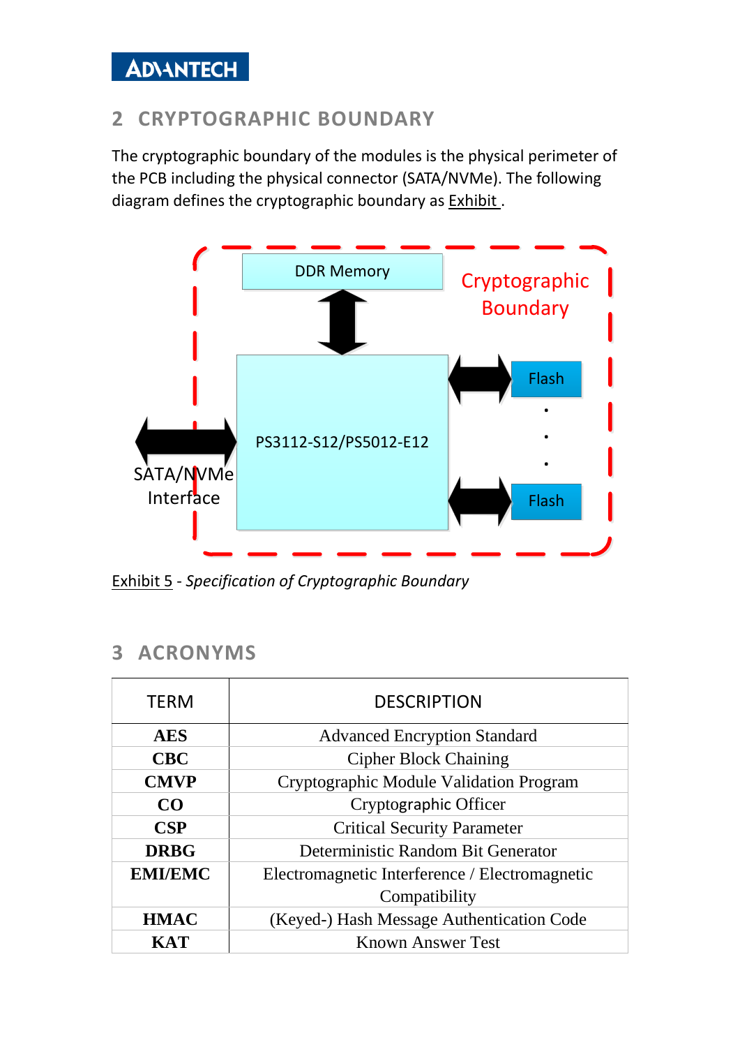## 2 CRYPTOGRAPHIC BOUNDARY

The cryptographic boundary of the modules is the physical perimeter of the PCB including the physical connector (SATA/NVMe). The following diagram defines the cryptographic boundary as Exhibit .

Exhibit 5 - *Specification of Cryptographic Boundary*

## 3 ACRONYMS

| TERM | DESCRIPTION |
|---|---|
| **AES** | Advanced Encryption Standard |
| **CBC** | Cipher Block Chaining |
| **CMVP** | Cryptographic Module Validation Program |
| **CO** | Cryptographic Officer |
| **CSP** | Critical Security Parameter |
| **DRBG** | Deterministic Random Bit Generator |
| **EMI/EMC** | Electromagnetic Interference / Electromagnetic Compatibility |
| **HMAC** | (Keyed-) Hash Message Authentication Code |
| **KAT** | Known Answer Test |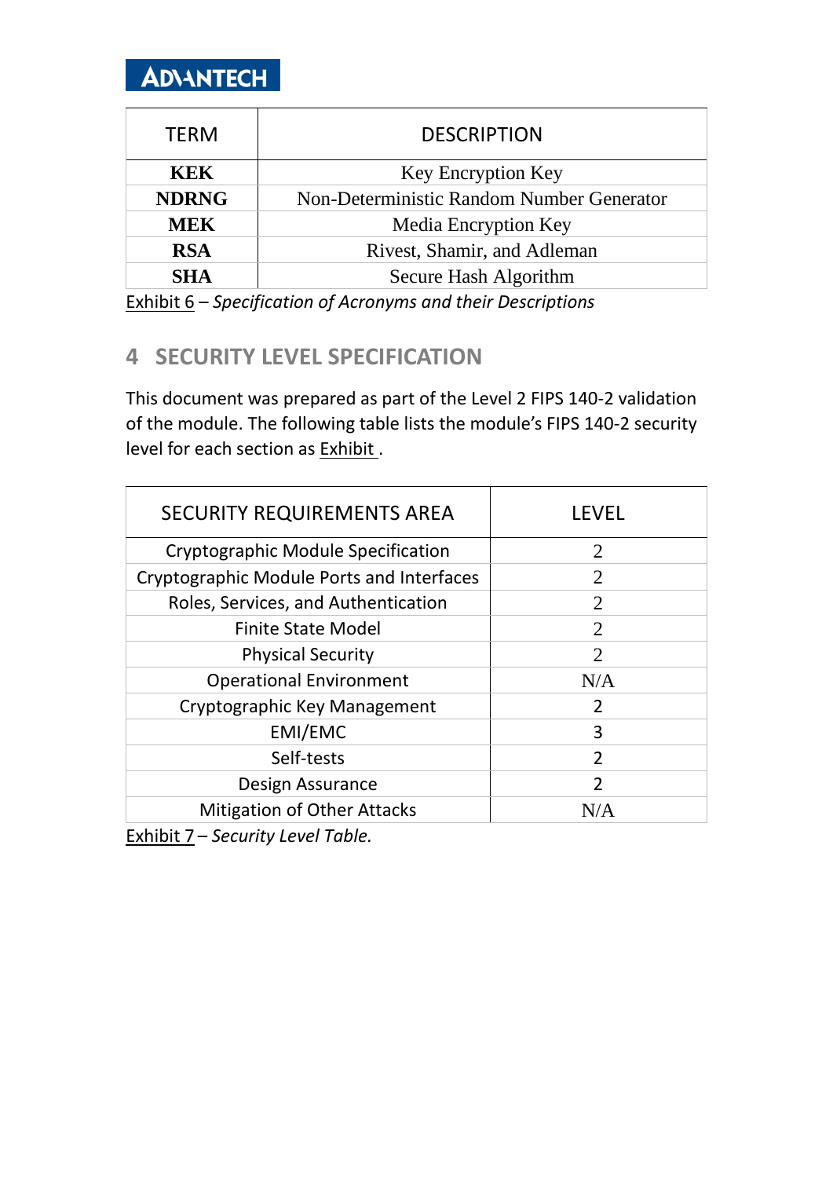| TERM | DESCRIPTION |
|---|---|
| **KEK** | Key Encryption Key |
| **NDRNG** | Non-Deterministic Random Number Generator |
| **MEK** | Media Encryption Key |
| **RSA** | Rivest, Shamir, and Adleman |
| **SHA** | Secure Hash Algorithm |

Exhibit 6 – *Specification of Acronyms and their Descriptions*

## 4 SECURITY LEVEL SPECIFICATION

This document was prepared as part of the Level 2 FIPS 140-2 validation of the module. The following table lists the module's FIPS 140-2 security level for each section as Exhibit .

| SECURITY REQUIREMENTS AREA | LEVEL |
|---|---|
| Cryptographic Module Specification | 2 |
| Cryptographic Module Ports and Interfaces | 2 |
| Roles, Services, and Authentication | 2 |
| Finite State Model | 2 |
| Physical Security | 2 |
| Operational Environment | N/A |
| Cryptographic Key Management | 2 |
| EMI/EMC | 3 |
| Self-tests | 2 |
| Design Assurance | 2 |
| Mitigation of Other Attacks | N/A |

Exhibit 7 – *Security Level Table.*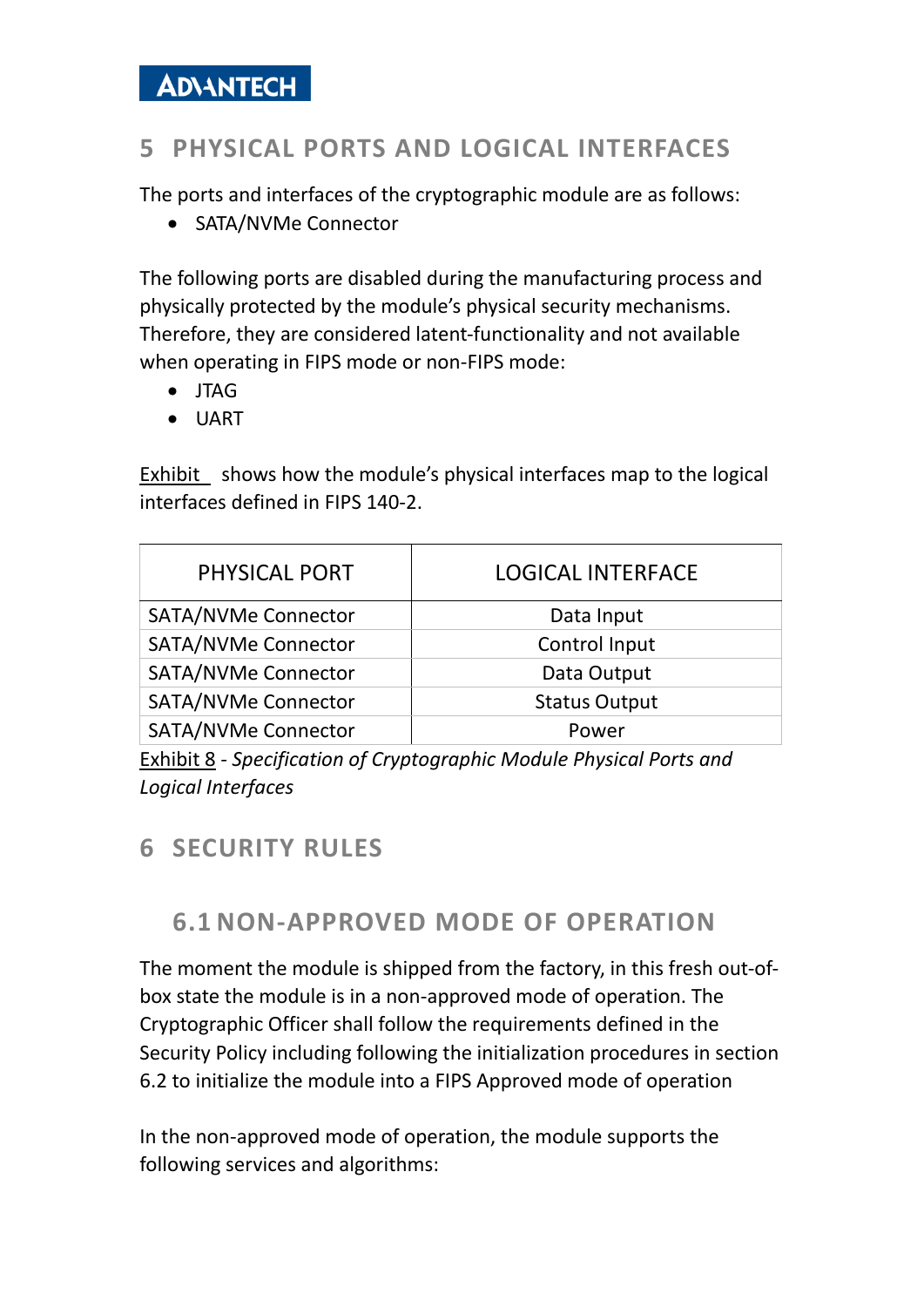# 5 PHYSICAL PORTS AND LOGICAL INTERFACES

The ports and interfaces of the cryptographic module are as follows:

- SATA/NVMe Connector

The following ports are disabled during the manufacturing process and physically protected by the module's physical security mechanisms. Therefore, they are considered latent-functionality and not available when operating in FIPS mode or non-FIPS mode:

- JTAG
- UART

Exhibit shows how the module's physical interfaces map to the logical interfaces defined in FIPS 140-2.

| PHYSICAL PORT | LOGICAL INTERFACE |
| --- | --- |
| SATA/NVMe Connector | Data Input |
| SATA/NVMe Connector | Control Input |
| SATA/NVMe Connector | Data Output |
| SATA/NVMe Connector | Status Output |
| SATA/NVMe Connector | Power |

Exhibit 8 - *Specification of Cryptographic Module Physical Ports and Logical Interfaces*

# 6 SECURITY RULES

## 6.1 NON-APPROVED MODE OF OPERATION

The moment the module is shipped from the factory, in this fresh out-of-box state the module is in a non-approved mode of operation. The Cryptographic Officer shall follow the requirements defined in the Security Policy including following the initialization procedures in section 6.2 to initialize the module into a FIPS Approved mode of operation

In the non-approved mode of operation, the module supports the following services and algorithms: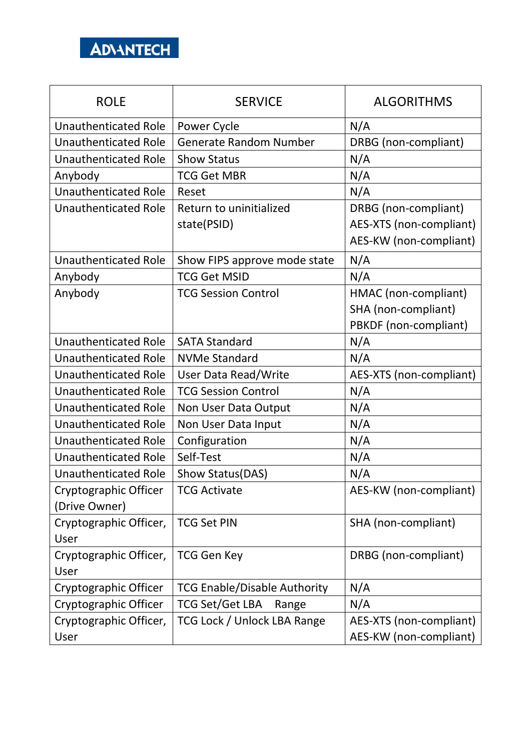| ROLE | SERVICE | ALGORITHMS |
| --- | --- | --- |
| Unauthenticated Role | Power Cycle | N/A |
| Unauthenticated Role | Generate Random Number | DRBG (non-compliant) |
| Unauthenticated Role | Show Status | N/A |
| Anybody | TCG Get MBR | N/A |
| Unauthenticated Role | Reset | N/A |
| Unauthenticated Role | Return to uninitialized state(PSID) | DRBG (non-compliant)<br>AES-XTS (non-compliant)<br>AES-KW (non-compliant) |
| Unauthenticated Role | Show FIPS approve mode state | N/A |
| Anybody | TCG Get MSID | N/A |
| Anybody | TCG Session Control | HMAC (non-compliant)<br>SHA (non-compliant)<br>PBKDF (non-compliant) |
| Unauthenticated Role | SATA Standard | N/A |
| Unauthenticated Role | NVMe Standard | N/A |
| Unauthenticated Role | User Data Read/Write | AES-XTS (non-compliant) |
| Unauthenticated Role | TCG Session Control | N/A |
| Unauthenticated Role | Non User Data Output | N/A |
| Unauthenticated Role | Non User Data Input | N/A |
| Unauthenticated Role | Configuration | N/A |
| Unauthenticated Role | Self-Test | N/A |
| Unauthenticated Role | Show Status(DAS) | N/A |
| Cryptographic Officer (Drive Owner) | TCG Activate | AES-KW (non-compliant) |
| Cryptographic Officer, User | TCG Set PIN | SHA (non-compliant) |
| Cryptographic Officer, User | TCG Gen Key | DRBG (non-compliant) |
| Cryptographic Officer | TCG Enable/Disable Authority | N/A |
| Cryptographic Officer | TCG Set/Get LBA Range | N/A |
| Cryptographic Officer, User | TCG Lock / Unlock LBA Range | AES-XTS (non-compliant)<br>AES-KW (non-compliant) |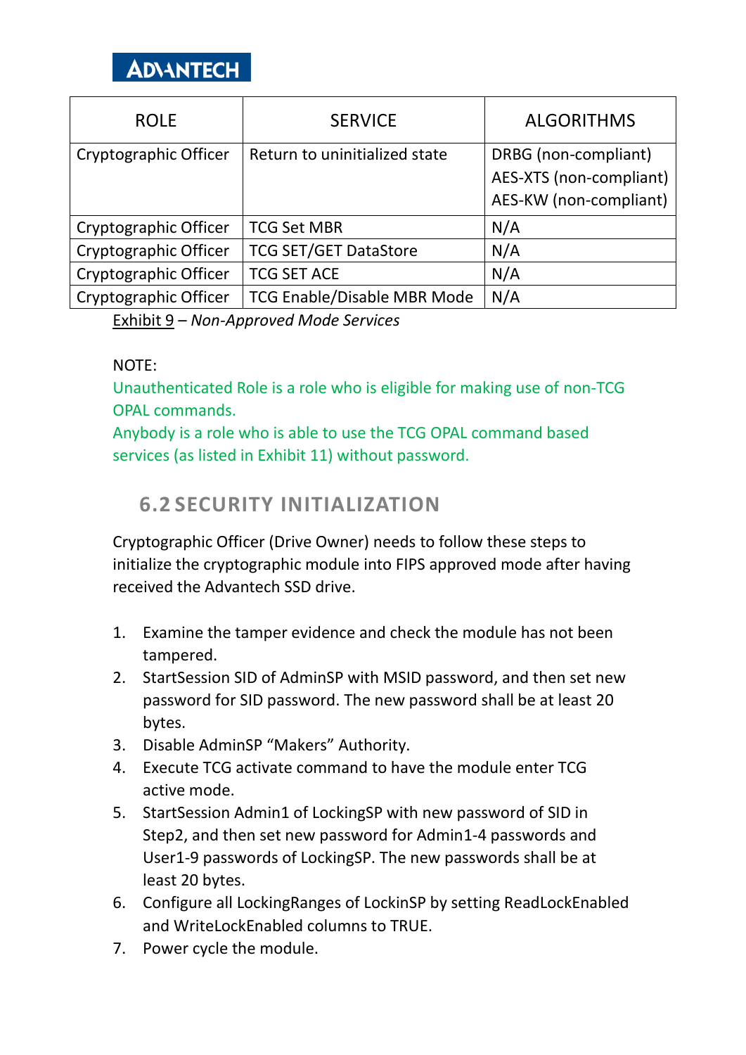| ROLE | SERVICE | ALGORITHMS |
|---|---|---|
| Cryptographic Officer | Return to uninitialized state | DRBG (non-compliant)<br>AES-XTS (non-compliant)<br>AES-KW (non-compliant) |
| Cryptographic Officer | TCG Set MBR | N/A |
| Cryptographic Officer | TCG SET/GET DataStore | N/A |
| Cryptographic Officer | TCG SET ACE | N/A |
| Cryptographic Officer | TCG Enable/Disable MBR Mode | N/A |

Exhibit 9 – *Non-Approved Mode Services*

NOTE:

Unauthenticated Role is a role who is eligible for making use of non-TCG OPAL commands.

Anybody is a role who is able to use the TCG OPAL command based services (as listed in Exhibit 11) without password.

## 6.2 SECURITY INITIALIZATION

Cryptographic Officer (Drive Owner) needs to follow these steps to initialize the cryptographic module into FIPS approved mode after having received the Advantech SSD drive.

1. Examine the tamper evidence and check the module has not been tampered.
2. StartSession SID of AdminSP with MSID password, and then set new password for SID password. The new password shall be at least 20 bytes.
3. Disable AdminSP "Makers" Authority.
4. Execute TCG activate command to have the module enter TCG active mode.
5. StartSession Admin1 of LockingSP with new password of SID in Step2, and then set new password for Admin1-4 passwords and User1-9 passwords of LockingSP. The new passwords shall be at least 20 bytes.
6. Configure all LockingRanges of LockinSP by setting ReadLockEnabled and WriteLockEnabled columns to TRUE.
7. Power cycle the module.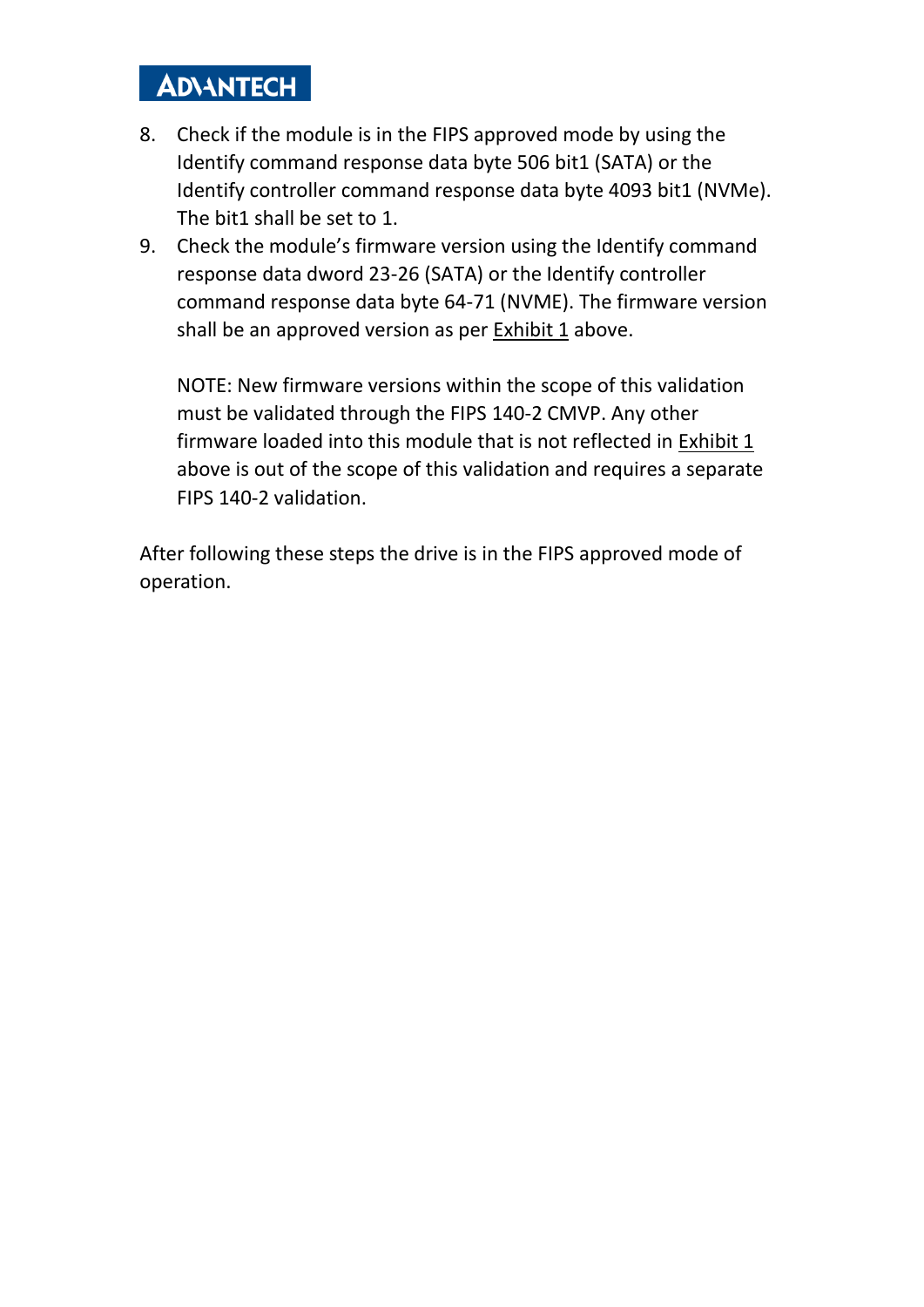8. Check if the module is in the FIPS approved mode by using the Identify command response data byte 506 bit1 (SATA) or the Identify controller command response data byte 4093 bit1 (NVMe). The bit1 shall be set to 1.
9. Check the module's firmware version using the Identify command response data dword 23-26 (SATA) or the Identify controller command response data byte 64-71 (NVME). The firmware version shall be an approved version as per Exhibit 1 above.

   NOTE: New firmware versions within the scope of this validation must be validated through the FIPS 140-2 CMVP. Any other firmware loaded into this module that is not reflected in Exhibit 1 above is out of the scope of this validation and requires a separate FIPS 140-2 validation.

After following these steps the drive is in the FIPS approved mode of operation.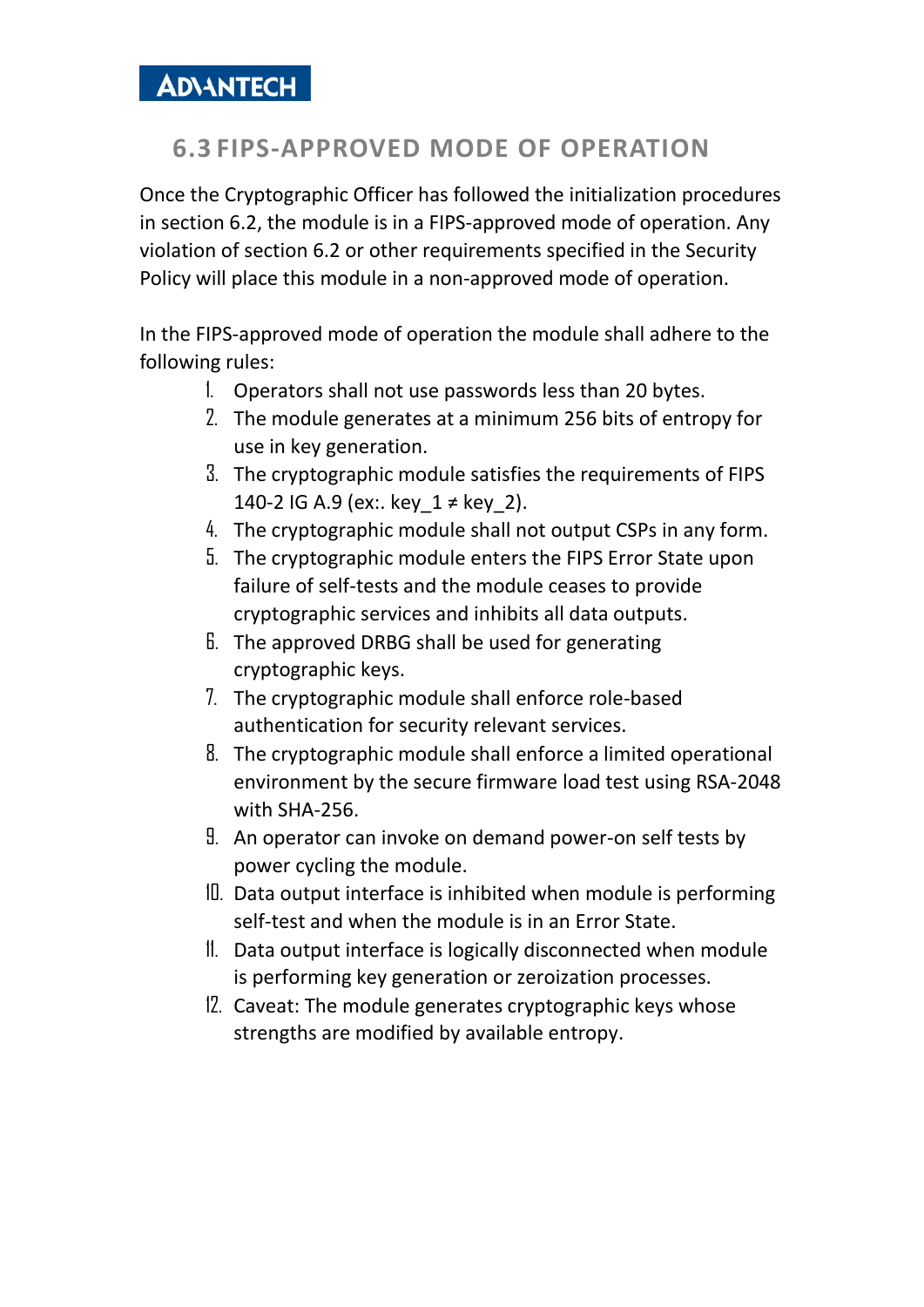## 6.3 FIPS-APPROVED MODE OF OPERATION

Once the Cryptographic Officer has followed the initialization procedures in section 6.2, the module is in a FIPS-approved mode of operation. Any violation of section 6.2 or other requirements specified in the Security Policy will place this module in a non-approved mode of operation.

In the FIPS-approved mode of operation the module shall adhere to the following rules:

1. Operators shall not use passwords less than 20 bytes.
2. The module generates at a minimum 256 bits of entropy for use in key generation.
3. The cryptographic module satisfies the requirements of FIPS 140-2 IG A.9 (ex:. key_1 ≠ key_2).
4. The cryptographic module shall not output CSPs in any form.
5. The cryptographic module enters the FIPS Error State upon failure of self-tests and the module ceases to provide cryptographic services and inhibits all data outputs.
6. The approved DRBG shall be used for generating cryptographic keys.
7. The cryptographic module shall enforce role-based authentication for security relevant services.
8. The cryptographic module shall enforce a limited operational environment by the secure firmware load test using RSA-2048 with SHA-256.
9. An operator can invoke on demand power-on self tests by power cycling the module.
10. Data output interface is inhibited when module is performing self-test and when the module is in an Error State.
11. Data output interface is logically disconnected when module is performing key generation or zeroization processes.
12. Caveat: The module generates cryptographic keys whose strengths are modified by available entropy.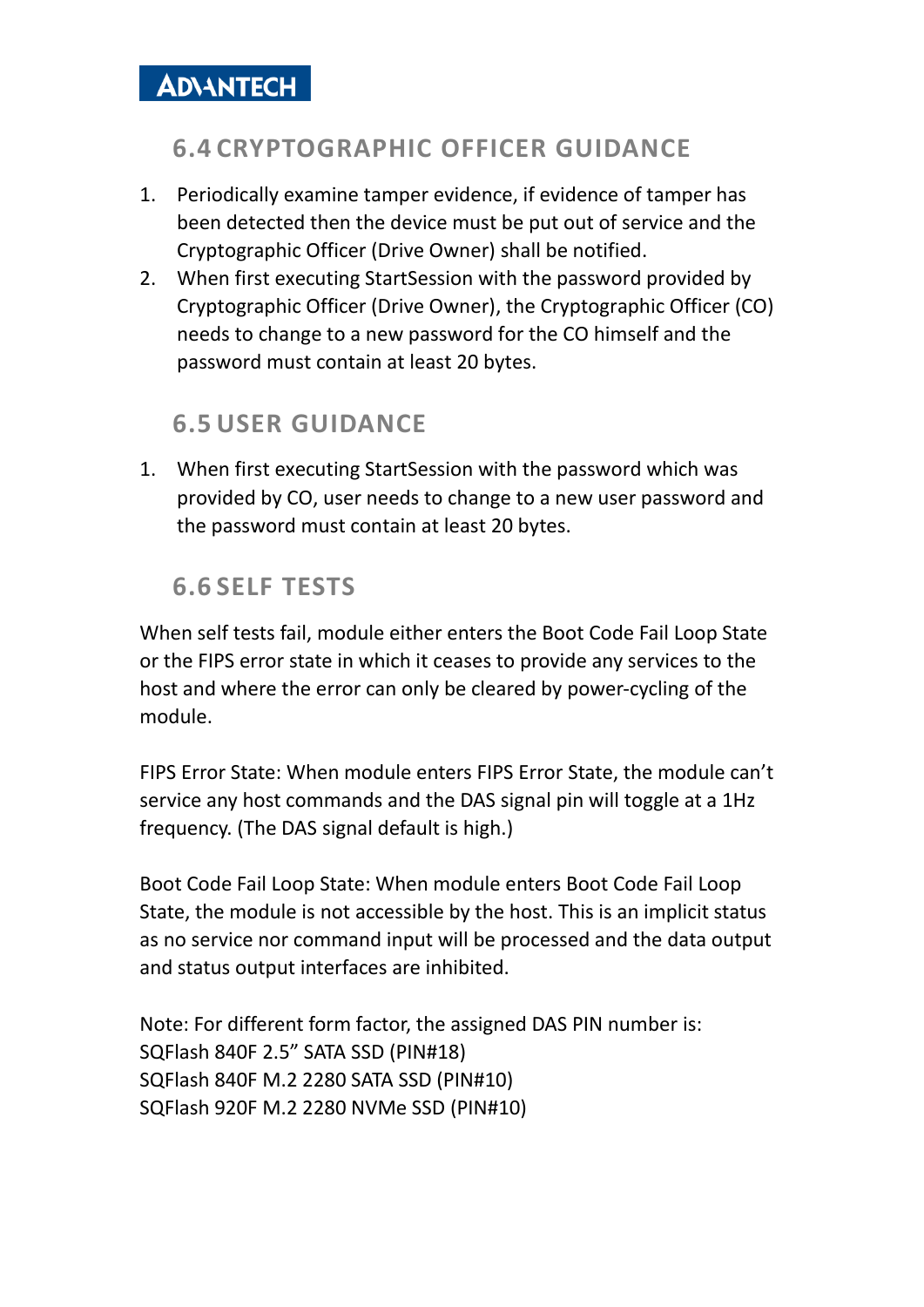## 6.4 CRYPTOGRAPHIC OFFICER GUIDANCE

1. Periodically examine tamper evidence, if evidence of tamper has been detected then the device must be put out of service and the Cryptographic Officer (Drive Owner) shall be notified.
2. When first executing StartSession with the password provided by Cryptographic Officer (Drive Owner), the Cryptographic Officer (CO) needs to change to a new password for the CO himself and the password must contain at least 20 bytes.

## 6.5 USER GUIDANCE

1. When first executing StartSession with the password which was provided by CO, user needs to change to a new user password and the password must contain at least 20 bytes.

## 6.6 SELF TESTS

When self tests fail, module either enters the Boot Code Fail Loop State or the FIPS error state in which it ceases to provide any services to the host and where the error can only be cleared by power-cycling of the module.

FIPS Error State: When module enters FIPS Error State, the module can't service any host commands and the DAS signal pin will toggle at a 1Hz frequency. (The DAS signal default is high.)

Boot Code Fail Loop State: When module enters Boot Code Fail Loop State, the module is not accessible by the host. This is an implicit status as no service nor command input will be processed and the data output and status output interfaces are inhibited.

Note: For different form factor, the assigned DAS PIN number is:
SQFlash 840F 2.5" SATA SSD (PIN#18)
SQFlash 840F M.2 2280 SATA SSD (PIN#10)
SQFlash 920F M.2 2280 NVMe SSD (PIN#10)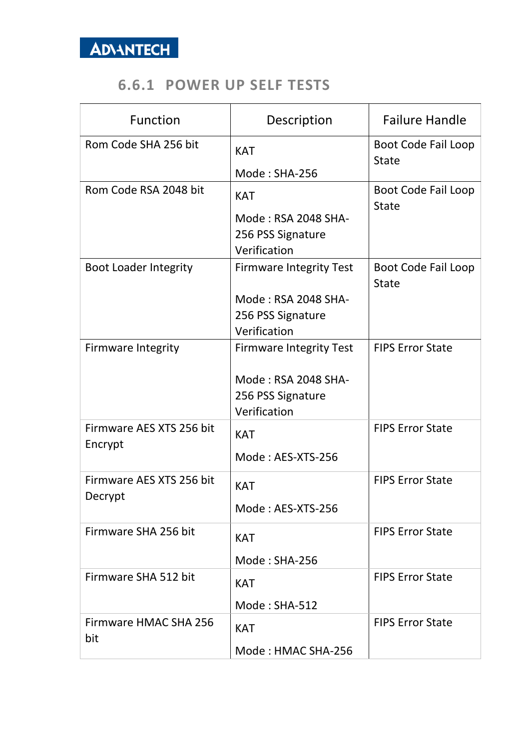### 6.6.1 POWER UP SELF TESTS

| Function | Description | Failure Handle |
|---|---|---|
| Rom Code SHA 256 bit | KAT<br><br>Mode : SHA-256 | Boot Code Fail Loop State |
| Rom Code RSA 2048 bit | KAT<br><br>Mode : RSA 2048 SHA-256 PSS Signature Verification | Boot Code Fail Loop State |
| Boot Loader Integrity | Firmware Integrity Test<br><br>Mode : RSA 2048 SHA-256 PSS Signature Verification | Boot Code Fail Loop State |
| Firmware Integrity | Firmware Integrity Test<br><br>Mode : RSA 2048 SHA-256 PSS Signature Verification | FIPS Error State |
| Firmware AES XTS 256 bit Encrypt | KAT<br><br>Mode : AES-XTS-256 | FIPS Error State |
| Firmware AES XTS 256 bit Decrypt | KAT<br><br>Mode : AES-XTS-256 | FIPS Error State |
| Firmware SHA 256 bit | KAT<br><br>Mode : SHA-256 | FIPS Error State |
| Firmware SHA 512 bit | KAT<br><br>Mode : SHA-512 | FIPS Error State |
| Firmware HMAC SHA 256 bit | KAT<br><br>Mode : HMAC SHA-256 | FIPS Error State |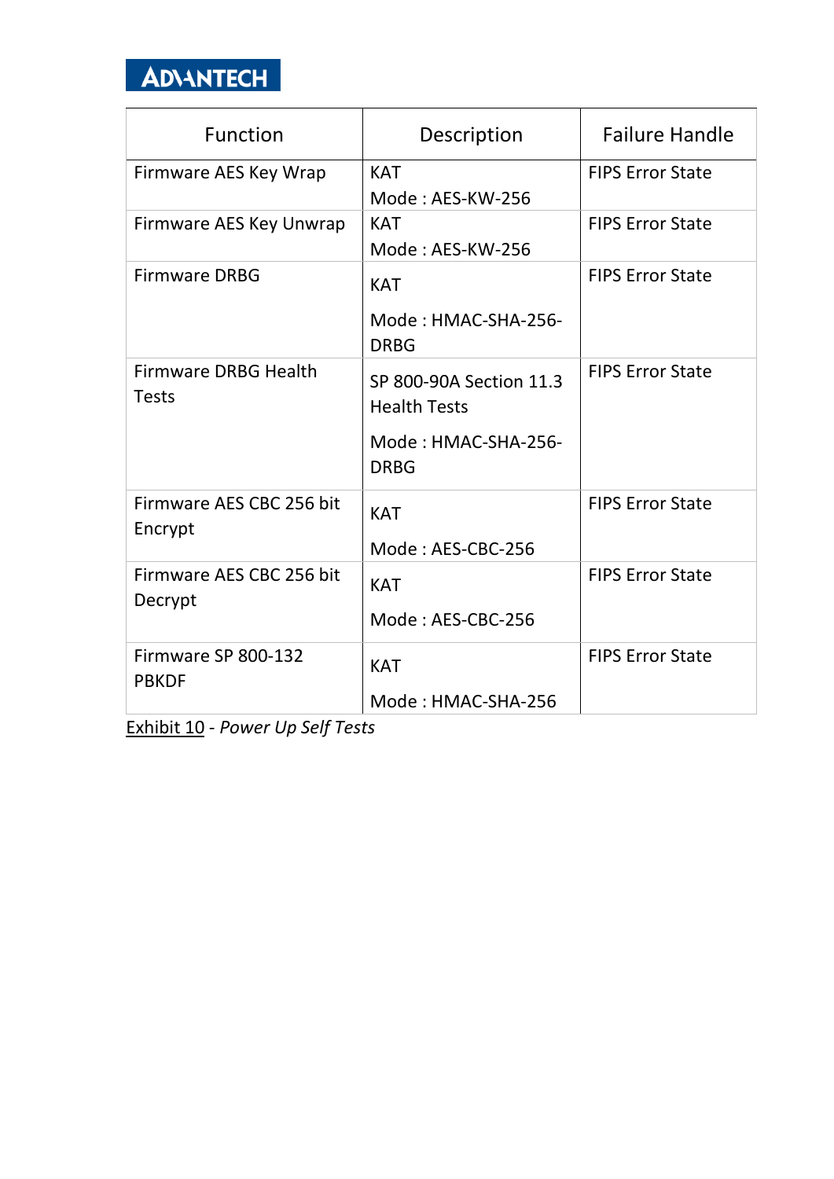| Function | Description | Failure Handle |
| --- | --- | --- |
| Firmware AES Key Wrap | KAT<br>Mode : AES-KW-256 | FIPS Error State |
| Firmware AES Key Unwrap | KAT<br>Mode : AES-KW-256 | FIPS Error State |
| Firmware DRBG | KAT<br>Mode : HMAC-SHA-256-DRBG | FIPS Error State |
| Firmware DRBG Health Tests | SP 800-90A Section 11.3 Health Tests<br>Mode : HMAC-SHA-256-DRBG | FIPS Error State |
| Firmware AES CBC 256 bit Encrypt | KAT<br>Mode : AES-CBC-256 | FIPS Error State |
| Firmware AES CBC 256 bit Decrypt | KAT<br>Mode : AES-CBC-256 | FIPS Error State |
| Firmware SP 800-132 PBKDF | KAT<br>Mode : HMAC-SHA-256 | FIPS Error State |

Exhibit 10 - *Power Up Self Tests*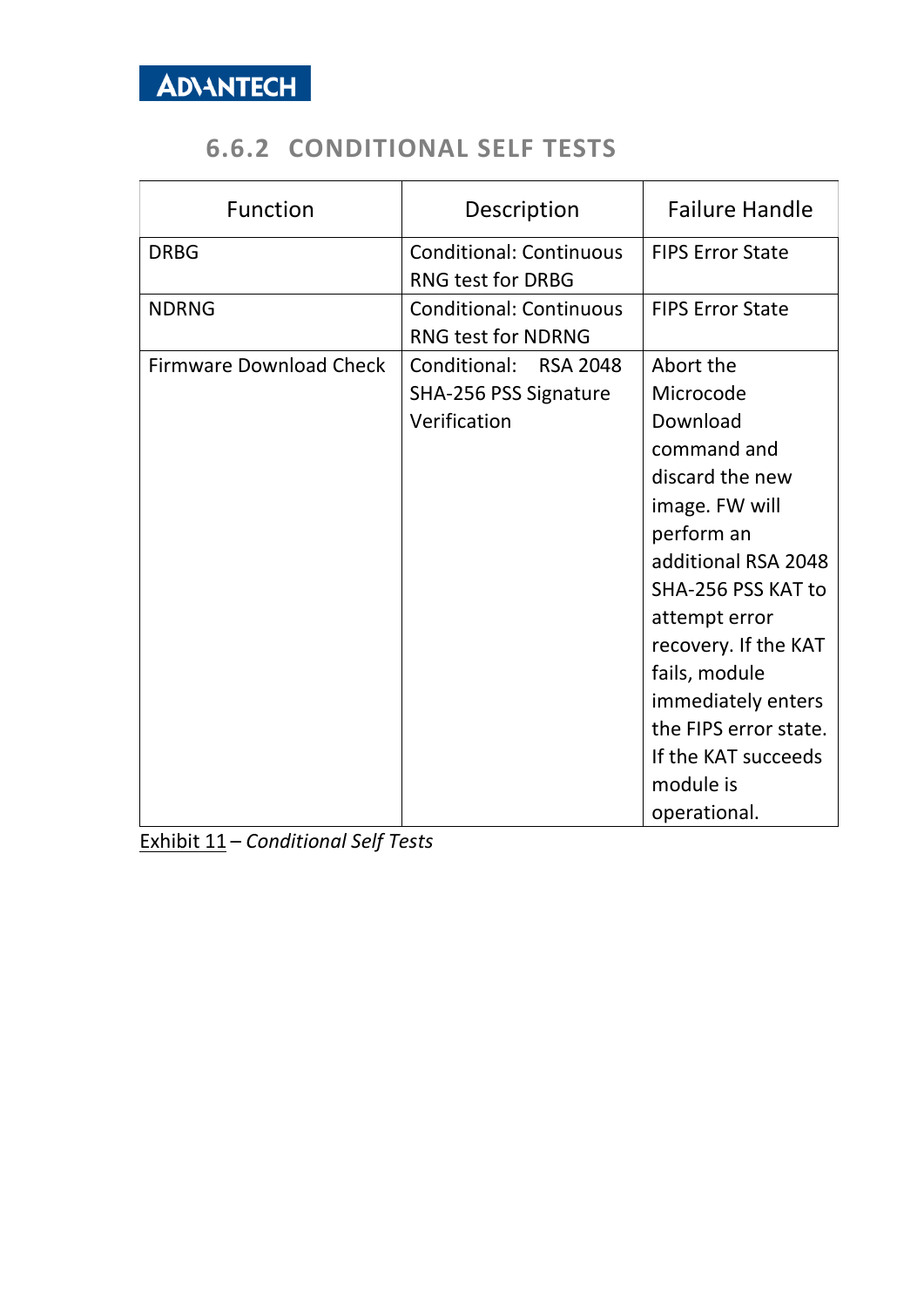### 6.6.2 CONDITIONAL SELF TESTS

| Function | Description | Failure Handle |
| --- | --- | --- |
| DRBG | Conditional: Continuous RNG test for DRBG | FIPS Error State |
| NDRNG | Conditional: Continuous RNG test for NDRNG | FIPS Error State |
| Firmware Download Check | Conditional: RSA 2048 SHA-256 PSS Signature Verification | Abort the Microcode Download command and discard the new image. FW will perform an additional RSA 2048 SHA-256 PSS KAT to attempt error recovery. If the KAT fails, module immediately enters the FIPS error state. If the KAT succeeds module is operational. |

Exhibit 11 – *Conditional Self Tests*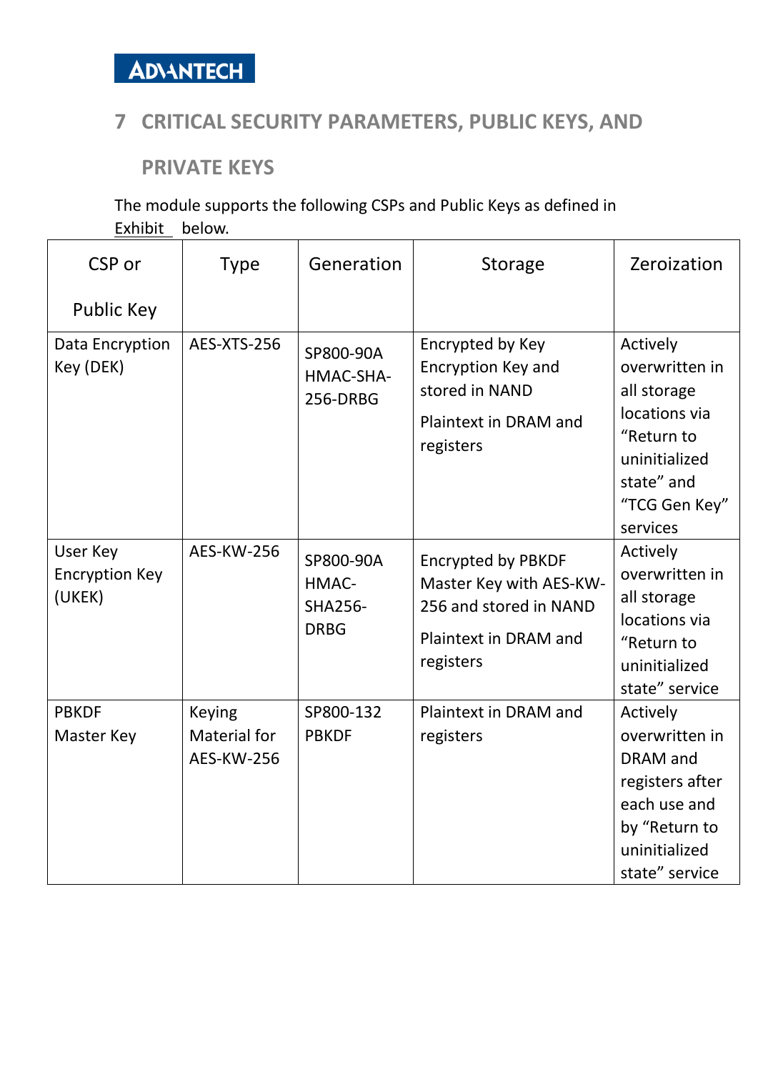# 7 CRITICAL SECURITY PARAMETERS, PUBLIC KEYS, AND PRIVATE KEYS

The module supports the following CSPs and Public Keys as defined in Exhibit below.

| CSP or Public Key | Type | Generation | Storage | Zeroization |
|---|---|---|---|---|
| Data Encryption Key (DEK) | AES-XTS-256 | SP800-90A HMAC-SHA-256-DRBG | Encrypted by Key Encryption Key and stored in NAND<br><br>Plaintext in DRAM and registers | Actively overwritten in all storage locations via “Return to uninitialized state” and “TCG Gen Key” services |
| User Key Encryption Key (UKEK) | AES-KW-256 | SP800-90A HMAC-SHA256-DRBG | Encrypted by PBKDF Master Key with AES-KW-256 and stored in NAND<br><br>Plaintext in DRAM and registers | Actively overwritten in all storage locations via “Return to uninitialized state” service |
| PBKDF Master Key | Keying Material for AES-KW-256 | SP800-132 PBKDF | Plaintext in DRAM and registers | Actively overwritten in DRAM and registers after each use and by “Return to uninitialized state” service |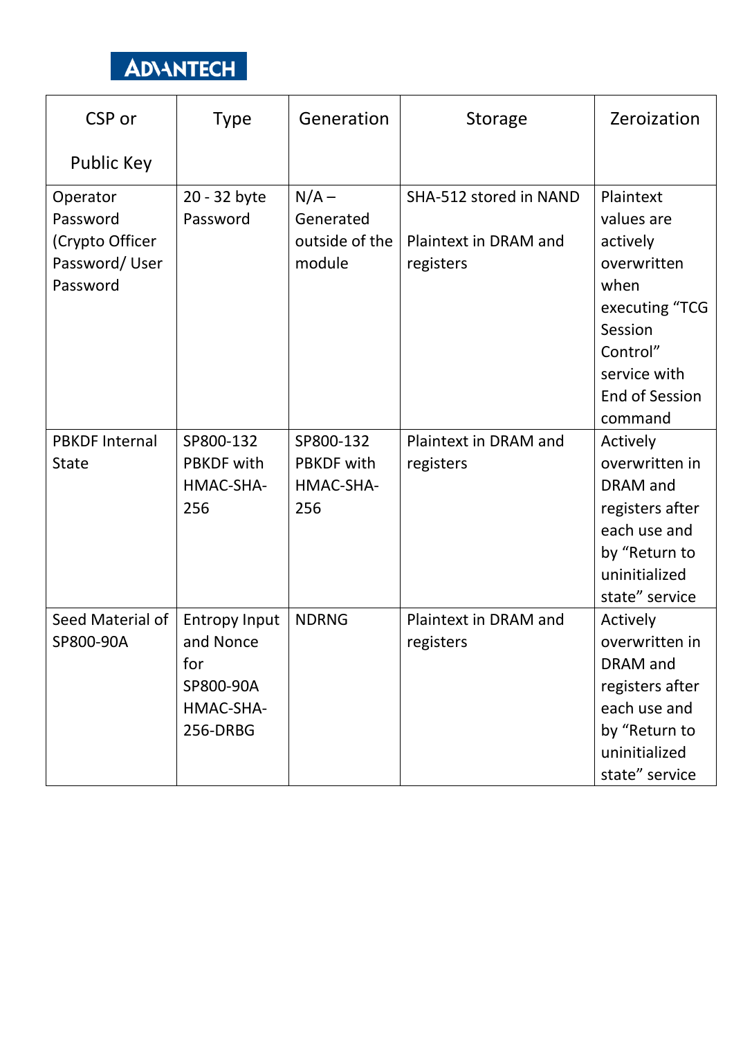| CSP or Public Key | Type | Generation | Storage | Zeroization |
|---|---|---|---|---|
| Operator Password (Crypto Officer Password/ User Password | 20 - 32 byte Password | N/A – Generated outside of the module | SHA-512 stored in NAND<br><br>Plaintext in DRAM and registers | Plaintext values are actively overwritten when executing "TCG Session Control" service with End of Session command |
| PBKDF Internal State | SP800-132 PBKDF with HMAC-SHA-256 | SP800-132 PBKDF with HMAC-SHA-256 | Plaintext in DRAM and registers | Actively overwritten in DRAM and registers after each use and by "Return to uninitialized state" service |
| Seed Material of SP800-90A | Entropy Input and Nonce for SP800-90A HMAC-SHA-256-DRBG | NDRNG | Plaintext in DRAM and registers | Actively overwritten in DRAM and registers after each use and by "Return to uninitialized state" service |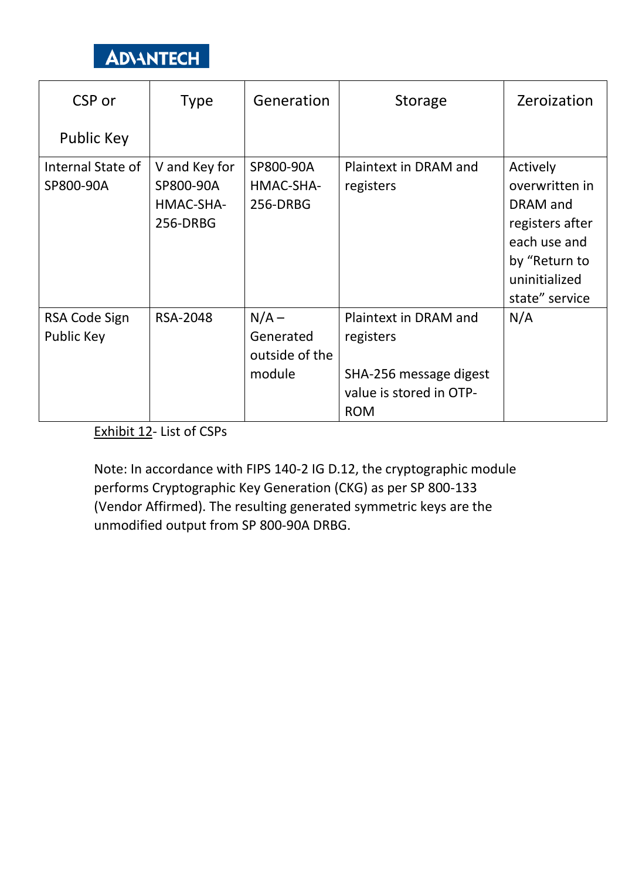| CSP or Public Key | Type | Generation | Storage | Zeroization |
|---|---|---|---|---|
| Internal State of SP800-90A | V and Key for SP800-90A HMAC-SHA-256-DRBG | SP800-90A HMAC-SHA-256-DRBG | Plaintext in DRAM and registers | Actively overwritten in DRAM and registers after each use and by "Return to uninitialized state" service |
| RSA Code Sign Public Key | RSA-2048 | N/A – Generated outside of the module | Plaintext in DRAM and registers<br><br>SHA-256 message digest value is stored in OTP-ROM | N/A |

Exhibit 12- List of CSPs

Note: In accordance with FIPS 140-2 IG D.12, the cryptographic module performs Cryptographic Key Generation (CKG) as per SP 800-133 (Vendor Affirmed). The resulting generated symmetric keys are the unmodified output from SP 800-90A DRBG.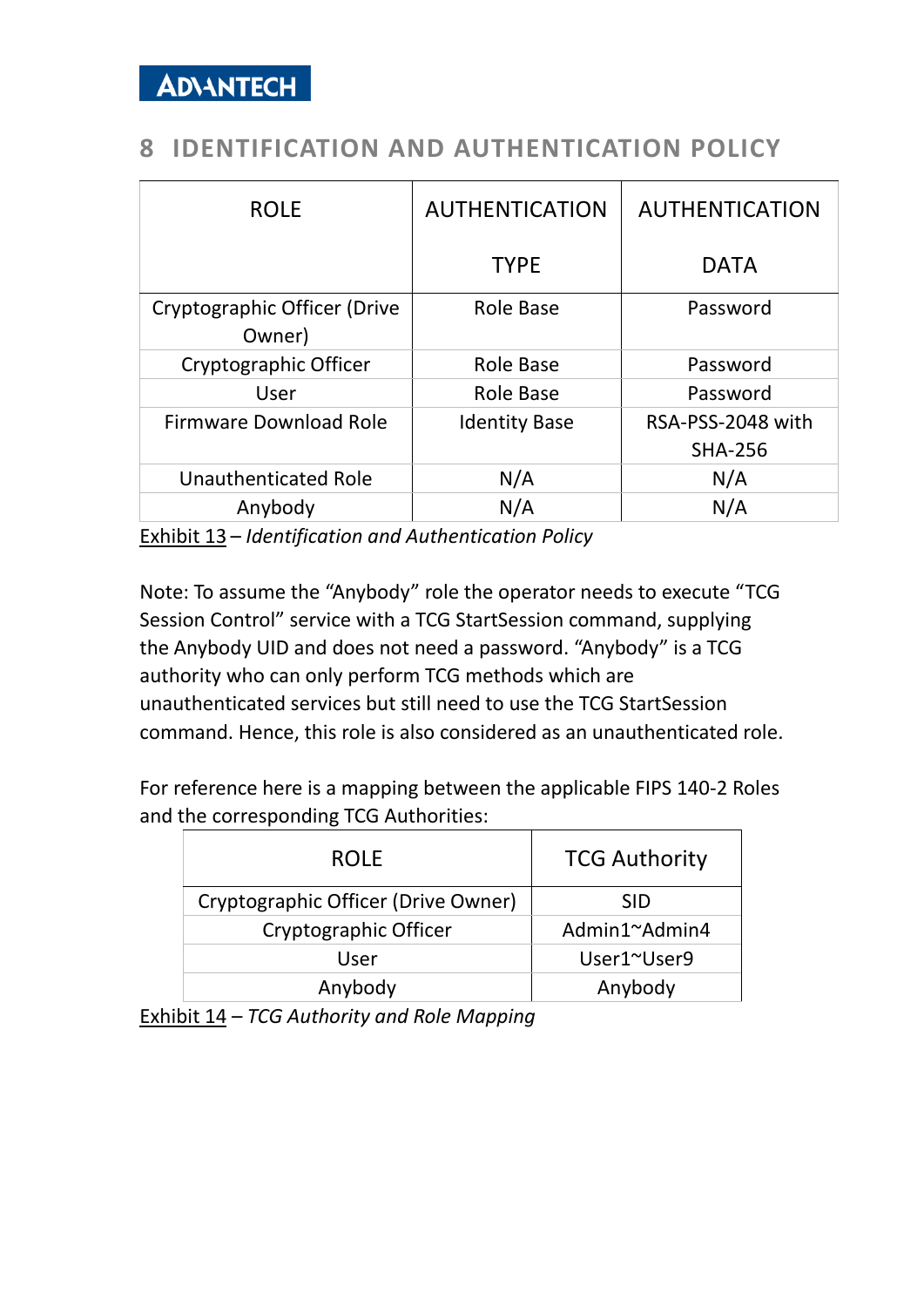# 8 IDENTIFICATION AND AUTHENTICATION POLICY

| ROLE | AUTHENTICATION TYPE | AUTHENTICATION DATA |
|---|---|---|
| Cryptographic Officer (Drive Owner) | Role Base | Password |
| Cryptographic Officer | Role Base | Password |
| User | Role Base | Password |
| Firmware Download Role | Identity Base | RSA-PSS-2048 with SHA-256 |
| Unauthenticated Role | N/A | N/A |
| Anybody | N/A | N/A |

Exhibit 13 – *Identification and Authentication Policy*

Note: To assume the "Anybody" role the operator needs to execute "TCG Session Control" service with a TCG StartSession command, supplying the Anybody UID and does not need a password. "Anybody" is a TCG authority who can only perform TCG methods which are unauthenticated services but still need to use the TCG StartSession command. Hence, this role is also considered as an unauthenticated role.

For reference here is a mapping between the applicable FIPS 140-2 Roles and the corresponding TCG Authorities:

| ROLE | TCG Authority |
|---|---|
| Cryptographic Officer (Drive Owner) | SID |
| Cryptographic Officer | Admin1~Admin4 |
| User | User1~User9 |
| Anybody | Anybody |

Exhibit 14 – *TCG Authority and Role Mapping*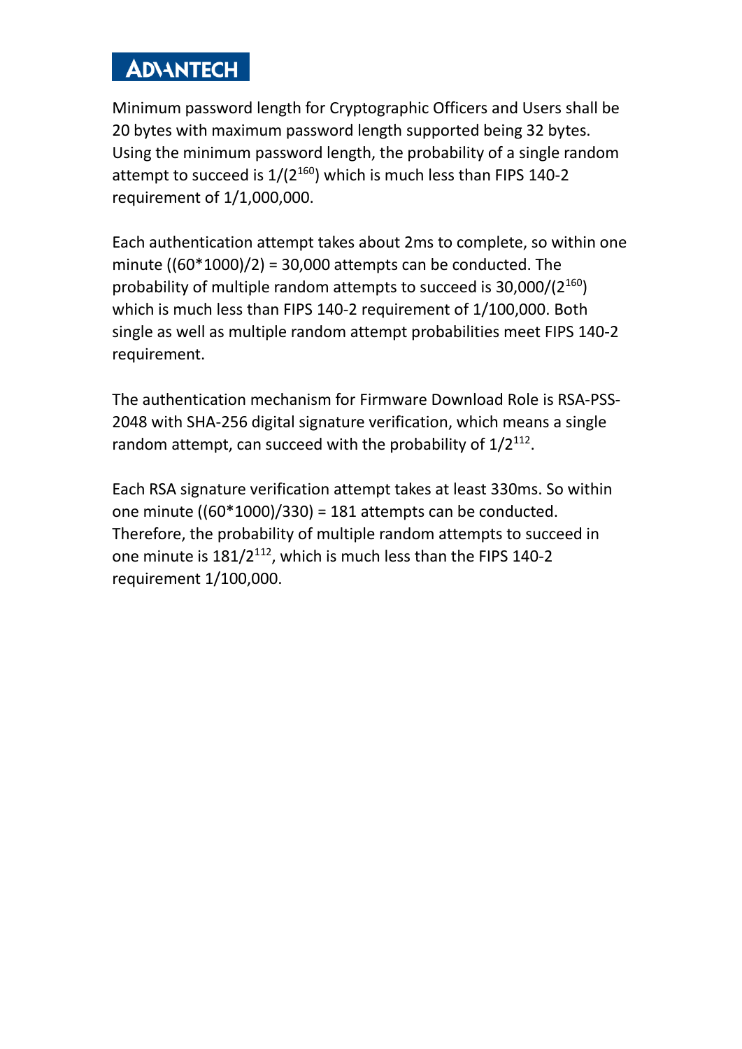Minimum password length for Cryptographic Officers and Users shall be 20 bytes with maximum password length supported being 32 bytes. Using the minimum password length, the probability of a single random attempt to succeed is $1/(2^{160})$ which is much less than FIPS 140-2 requirement of 1/1,000,000.

Each authentication attempt takes about 2ms to complete, so within one minute ((60*1000)/2) = 30,000 attempts can be conducted. The probability of multiple random attempts to succeed is $30{,}000/(2^{160})$ which is much less than FIPS 140-2 requirement of 1/100,000. Both single as well as multiple random attempt probabilities meet FIPS 140-2 requirement.

The authentication mechanism for Firmware Download Role is RSA-PSS-2048 with SHA-256 digital signature verification, which means a single random attempt, can succeed with the probability of $1/2^{112}$.

Each RSA signature verification attempt takes at least 330ms. So within one minute ((60*1000)/330) = 181 attempts can be conducted. Therefore, the probability of multiple random attempts to succeed in one minute is $181/2^{112}$, which is much less than the FIPS 140-2 requirement 1/100,000.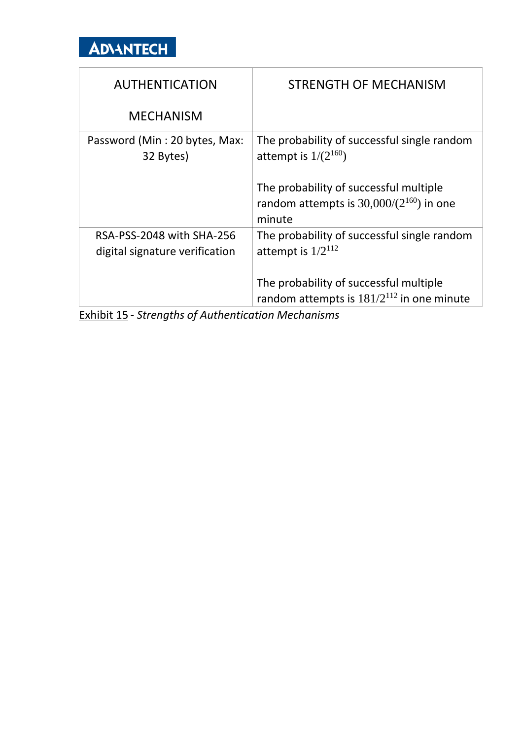| AUTHENTICATION MECHANISM | STRENGTH OF MECHANISM |
| --- | --- |
| Password (Min : 20 bytes, Max: 32 Bytes) | The probability of successful single random attempt is $1/(2^{160})$<br><br>The probability of successful multiple random attempts is $30{,}000/(2^{160})$ in one minute |
| RSA-PSS-2048 with SHA-256 digital signature verification | The probability of successful single random attempt is $1/2^{112}$<br><br>The probability of successful multiple random attempts is $181/2^{112}$ in one minute |

Exhibit 15 - *Strengths of Authentication Mechanisms*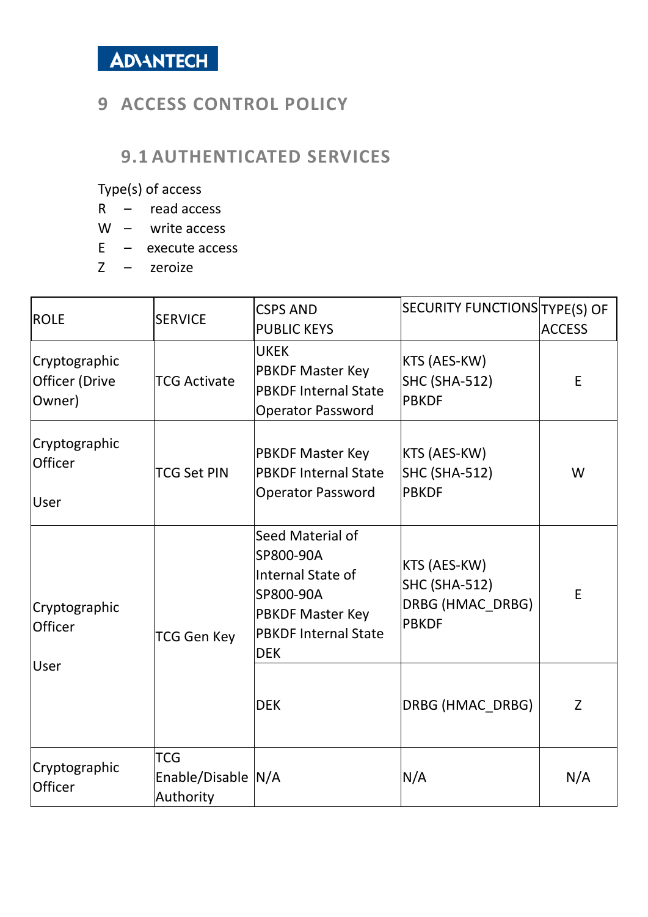# 9 ACCESS CONTROL POLICY

## 9.1 AUTHENTICATED SERVICES

Type(s) of access

R – read access

W – write access

E – execute access

Z – zeroize

| ROLE | SERVICE | CSPS AND PUBLIC KEYS | SECURITY FUNCTIONS | TYPE(S) OF ACCESS |
|---|---|---|---|---|
| Cryptographic Officer (Drive Owner) | TCG Activate | UKEK<br>PBKDF Master Key<br>PBKDF Internal State<br>Operator Password | KTS (AES-KW)<br>SHC (SHA-512)<br>PBKDF | E |
| Cryptographic Officer<br><br>User | TCG Set PIN | PBKDF Master Key<br>PBKDF Internal State<br>Operator Password | KTS (AES-KW)<br>SHC (SHA-512)<br>PBKDF | W |
| Cryptographic Officer<br><br>User | TCG Gen Key | Seed Material of SP800-90A<br>Internal State of SP800-90A<br>PBKDF Master Key<br>PBKDF Internal State<br>DEK | KTS (AES-KW)<br>SHC (SHA-512)<br>DRBG (HMAC_DRBG)<br>PBKDF | E |
| | | DEK | DRBG (HMAC_DRBG) | Z |
| Cryptographic Officer | TCG Enable/Disable Authority | N/A | N/A | N/A |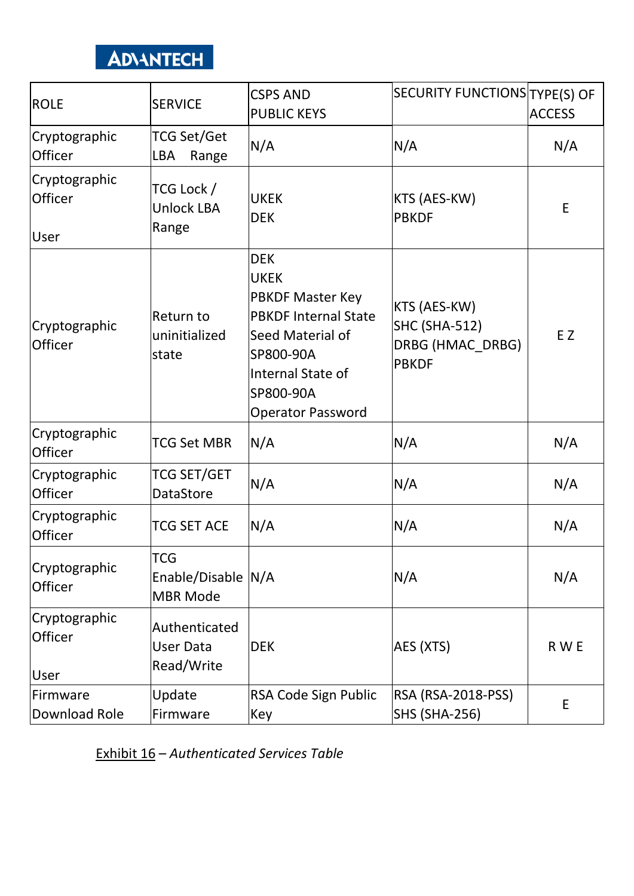| ROLE | SERVICE | CSPS AND PUBLIC KEYS | SECURITY FUNCTIONS | TYPE(S) OF ACCESS |
|---|---|---|---|---|
| Cryptographic Officer | TCG Set/Get LBA Range | N/A | N/A | N/A |
| Cryptographic Officer<br><br>User | TCG Lock / Unlock LBA Range | UKEK<br>DEK | KTS (AES-KW)<br>PBKDF | E |
| Cryptographic Officer | Return to uninitialized state | DEK<br>UKEK<br>PBKDF Master Key<br>PBKDF Internal State<br>Seed Material of SP800-90A<br>Internal State of SP800-90A<br>Operator Password | KTS (AES-KW)<br>SHC (SHA-512)<br>DRBG (HMAC_DRBG)<br>PBKDF | E Z |
| Cryptographic Officer | TCG Set MBR | N/A | N/A | N/A |
| Cryptographic Officer | TCG SET/GET DataStore | N/A | N/A | N/A |
| Cryptographic Officer | TCG SET ACE | N/A | N/A | N/A |
| Cryptographic Officer | TCG Enable/Disable MBR Mode | N/A | N/A | N/A |
| Cryptographic Officer<br><br>User | Authenticated User Data Read/Write | DEK | AES (XTS) | R W E |
| Firmware Download Role | Update Firmware | RSA Code Sign Public Key | RSA (RSA-2018-PSS)<br>SHS (SHA-256) | E |

Exhibit 16 – *Authenticated Services Table*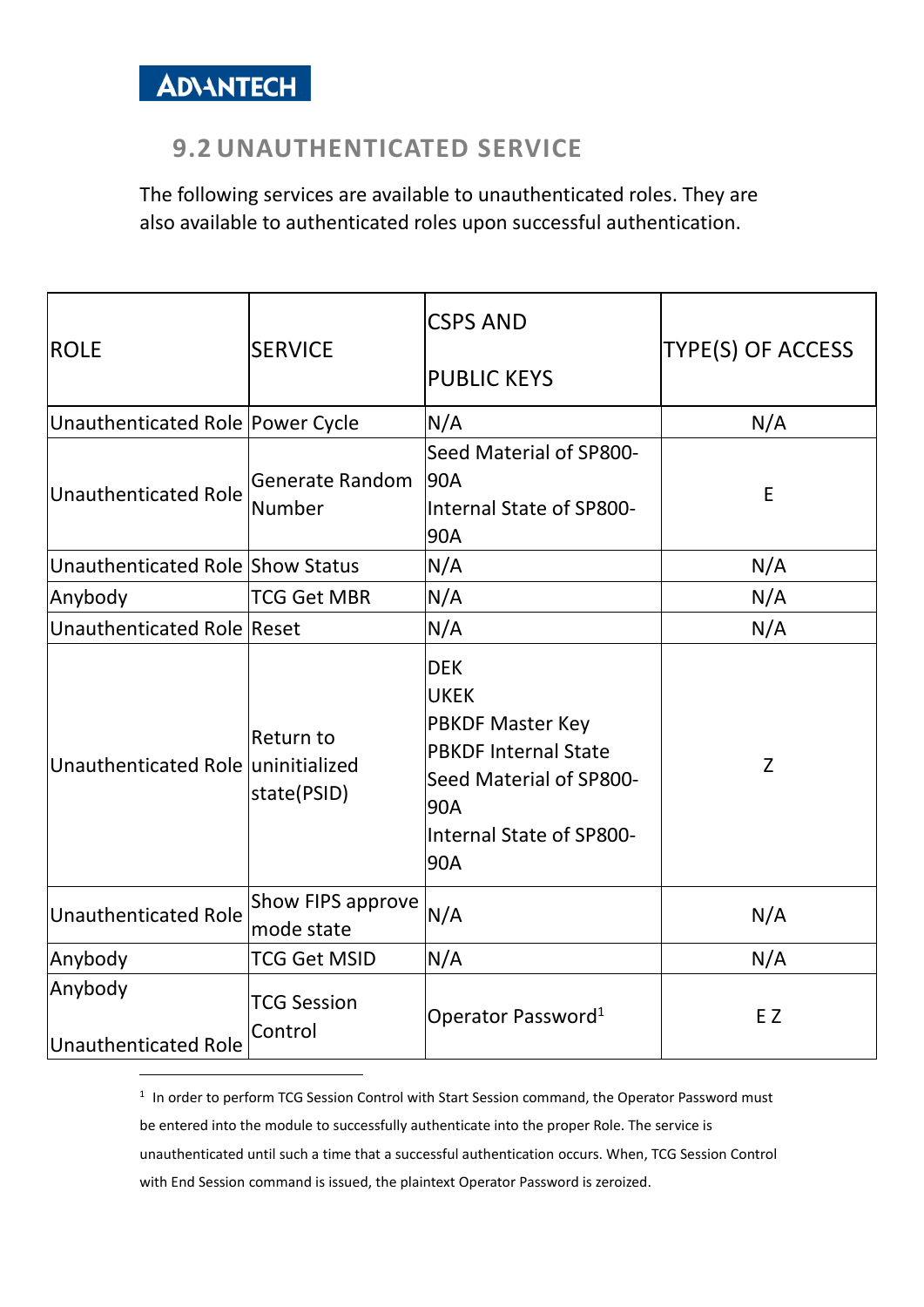## 9.2 UNAUTHENTICATED SERVICE

The following services are available to unauthenticated roles. They are also available to authenticated roles upon successful authentication.

| ROLE | SERVICE | CSPS AND PUBLIC KEYS | TYPE(S) OF ACCESS |
|---|---|---|---|
| Unauthenticated Role | Power Cycle | N/A | N/A |
| Unauthenticated Role | Generate Random Number | Seed Material of SP800-90A<br>Internal State of SP800-90A | E |
| Unauthenticated Role | Show Status | N/A | N/A |
| Anybody | TCG Get MBR | N/A | N/A |
| Unauthenticated Role | Reset | N/A | N/A |
| Unauthenticated Role | Return to uninitialized state(PSID) | DEK<br>UKEK<br>PBKDF Master Key<br>PBKDF Internal State<br>Seed Material of SP800-90A<br>Internal State of SP800-90A | Z |
| Unauthenticated Role | Show FIPS approve mode state | N/A | N/A |
| Anybody | TCG Get MSID | N/A | N/A |
| Anybody<br>Unauthenticated Role | TCG Session Control | Operator Password[1] | E Z |

[1] In order to perform TCG Session Control with Start Session command, the Operator Password must be entered into the module to successfully authenticate into the proper Role. The service is unauthenticated until such a time that a successful authentication occurs. When, TCG Session Control with End Session command is issued, the plaintext Operator Password is zeroized.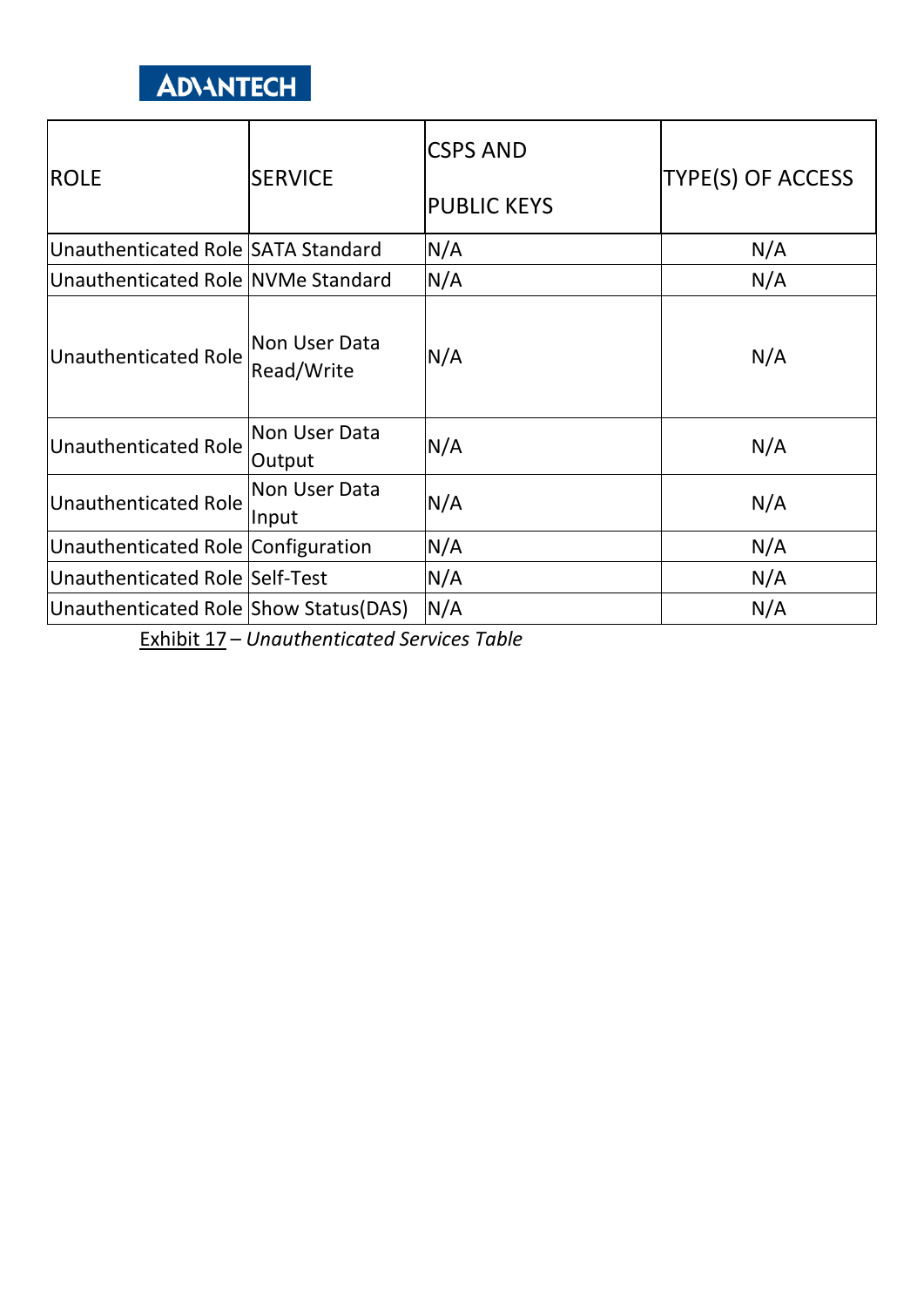| ROLE | SERVICE | CSPS AND PUBLIC KEYS | TYPE(S) OF ACCESS |
|---|---|---|---|
| Unauthenticated Role | SATA Standard | N/A | N/A |
| Unauthenticated Role | NVMe Standard | N/A | N/A |
| Unauthenticated Role | Non User Data Read/Write | N/A | N/A |
| Unauthenticated Role | Non User Data Output | N/A | N/A |
| Unauthenticated Role | Non User Data Input | N/A | N/A |
| Unauthenticated Role | Configuration | N/A | N/A |
| Unauthenticated Role | Self-Test | N/A | N/A |
| Unauthenticated Role | Show Status(DAS) | N/A | N/A |

Exhibit 17 – *Unauthenticated Services Table*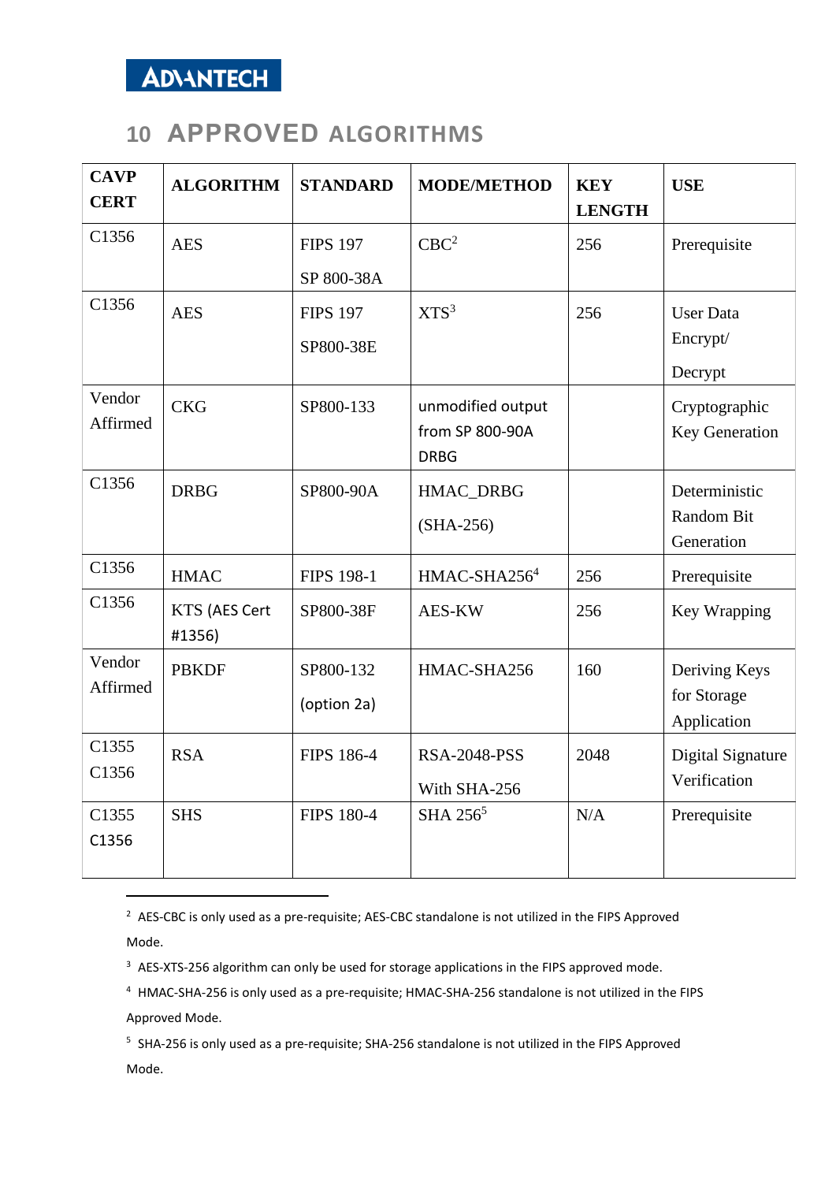# 10 APPROVED ALGORITHMS

| CAVP CERT | ALGORITHM | STANDARD | MODE/METHOD | KEY LENGTH | USE |
|---|---|---|---|---|---|
| C1356 | AES | FIPS 197<br>SP 800-38A | CBC[2] | 256 | Prerequisite |
| C1356 | AES | FIPS 197<br>SP800-38E | XTS[3] | 256 | User Data Encrypt/<br>Decrypt |
| Vendor Affirmed | CKG | SP800-133 | unmodified output from SP 800-90A DRBG | | Cryptographic Key Generation |
| C1356 | DRBG | SP800-90A | HMAC_DRBG<br>(SHA-256) | | Deterministic Random Bit Generation |
| C1356 | HMAC | FIPS 198-1 | HMAC-SHA256[4] | 256 | Prerequisite |
| C1356 | KTS (AES Cert #1356) | SP800-38F | AES-KW | 256 | Key Wrapping |
| Vendor Affirmed | PBKDF | SP800-132<br>(option 2a) | HMAC-SHA256 | 160 | Deriving Keys for Storage Application |
| C1355<br>C1356 | RSA | FIPS 186-4 | RSA-2048-PSS<br>With SHA-256 | 2048 | Digital Signature Verification |
| C1355<br>C1356 | SHS | FIPS 180-4 | SHA 256[5] | N/A | Prerequisite |

---

[2] AES-CBC is only used as a pre-requisite; AES-CBC standalone is not utilized in the FIPS Approved Mode.

[3] AES-XTS-256 algorithm can only be used for storage applications in the FIPS approved mode.

[4] HMAC-SHA-256 is only used as a pre-requisite; HMAC-SHA-256 standalone is not utilized in the FIPS Approved Mode.

[5] SHA-256 is only used as a pre-requisite; SHA-256 standalone is not utilized in the FIPS Approved Mode.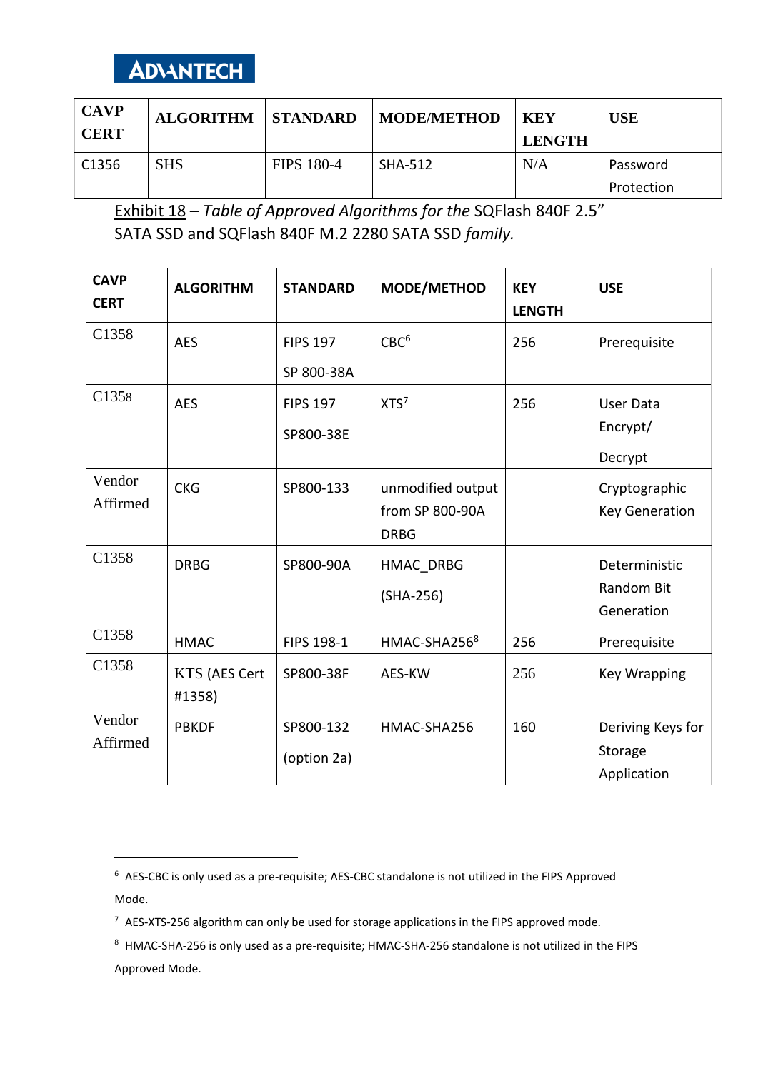| CAVP CERT | ALGORITHM | STANDARD | MODE/METHOD | KEY LENGTH | USE |
|---|---|---|---|---|---|
| C1356 | SHS | FIPS 180-4 | SHA-512 | N/A | Password Protection |

Exhibit 18 – *Table of Approved Algorithms for the* SQFlash 840F 2.5" SATA SSD and SQFlash 840F M.2 2280 SATA SSD *family.*

| CAVP CERT | ALGORITHM | STANDARD | MODE/METHOD | KEY LENGTH | USE |
|---|---|---|---|---|---|
| C1358 | AES | FIPS 197<br>SP 800-38A | CBC[6] | 256 | Prerequisite |
| C1358 | AES | FIPS 197<br>SP800-38E | XTS[7] | 256 | User Data Encrypt/<br>Decrypt |
| Vendor Affirmed | CKG | SP800-133 | unmodified output from SP 800-90A DRBG | | Cryptographic Key Generation |
| C1358 | DRBG | SP800-90A | HMAC_DRBG<br>(SHA-256) | | Deterministic Random Bit Generation |
| C1358 | HMAC | FIPS 198-1 | HMAC-SHA256[8] | 256 | Prerequisite |
| C1358 | KTS (AES Cert #1358) | SP800-38F | AES-KW | 256 | Key Wrapping |
| Vendor Affirmed | PBKDF | SP800-132<br>(option 2a) | HMAC-SHA256 | 160 | Deriving Keys for Storage Application |

[6] AES-CBC is only used as a pre-requisite; AES-CBC standalone is not utilized in the FIPS Approved Mode.

[7] AES-XTS-256 algorithm can only be used for storage applications in the FIPS approved mode.

[8] HMAC-SHA-256 is only used as a pre-requisite; HMAC-SHA-256 standalone is not utilized in the FIPS Approved Mode.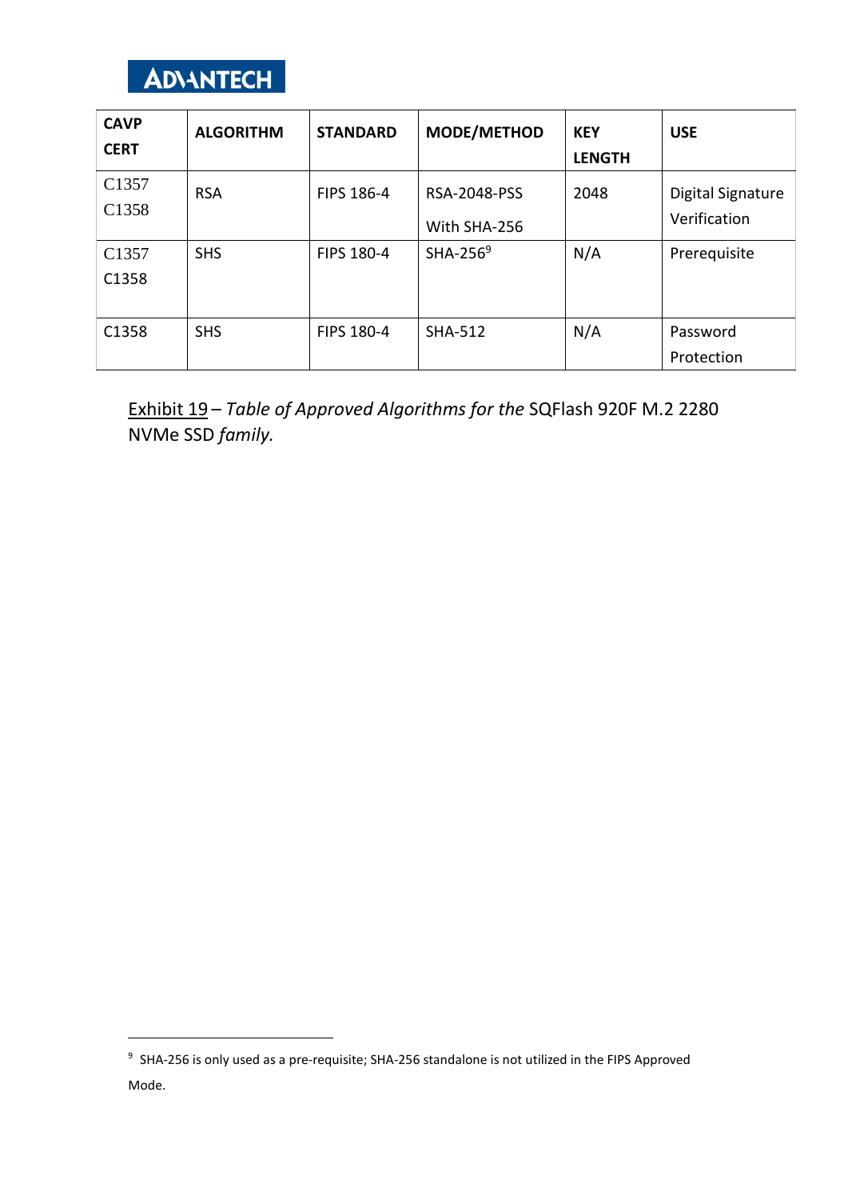| CAVP CERT | ALGORITHM | STANDARD | MODE/METHOD | KEY LENGTH | USE |
|---|---|---|---|---|---|
| C1357 C1358 | RSA | FIPS 186-4 | RSA-2048-PSS With SHA-256 | 2048 | Digital Signature Verification |
| C1357 C1358 | SHS | FIPS 180-4 | SHA-256[9] | N/A | Prerequisite |
| C1358 | SHS | FIPS 180-4 | SHA-512 | N/A | Password Protection |

Exhibit 19 – *Table of Approved Algorithms for the* SQFlash 920F M.2 2280 NVMe SSD *family.*

[9] SHA-256 is only used as a pre-requisite; SHA-256 standalone is not utilized in the FIPS Approved Mode.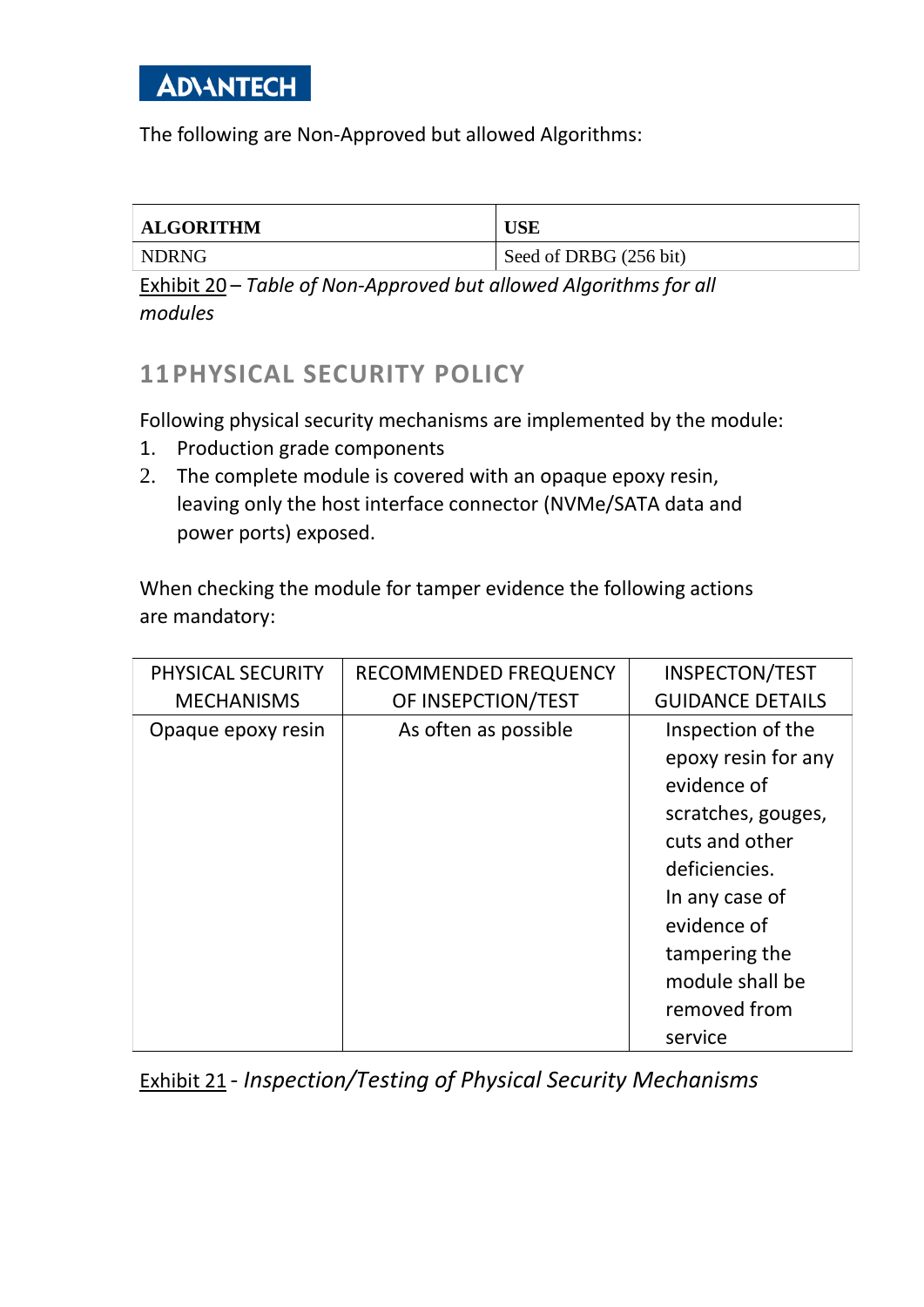The following are Non-Approved but allowed Algorithms:

| ALGORITHM | USE |
| --- | --- |
| NDRNG | Seed of DRBG (256 bit) |

Exhibit 20 – *Table of Non-Approved but allowed Algorithms for all modules*

## 11 PHYSICAL SECURITY POLICY

Following physical security mechanisms are implemented by the module:

1. Production grade components
2. The complete module is covered with an opaque epoxy resin, leaving only the host interface connector (NVMe/SATA data and power ports) exposed.

When checking the module for tamper evidence the following actions are mandatory:

| PHYSICAL SECURITY MECHANISMS | RECOMMENDED FREQUENCY OF INSEPCTION/TEST | INSPECTON/TEST GUIDANCE DETAILS |
| --- | --- | --- |
| Opaque epoxy resin | As often as possible | Inspection of the epoxy resin for any evidence of scratches, gouges, cuts and other deficiencies. In any case of evidence of tampering the module shall be removed from service |

Exhibit 21 - *Inspection/Testing of Physical Security Mechanisms*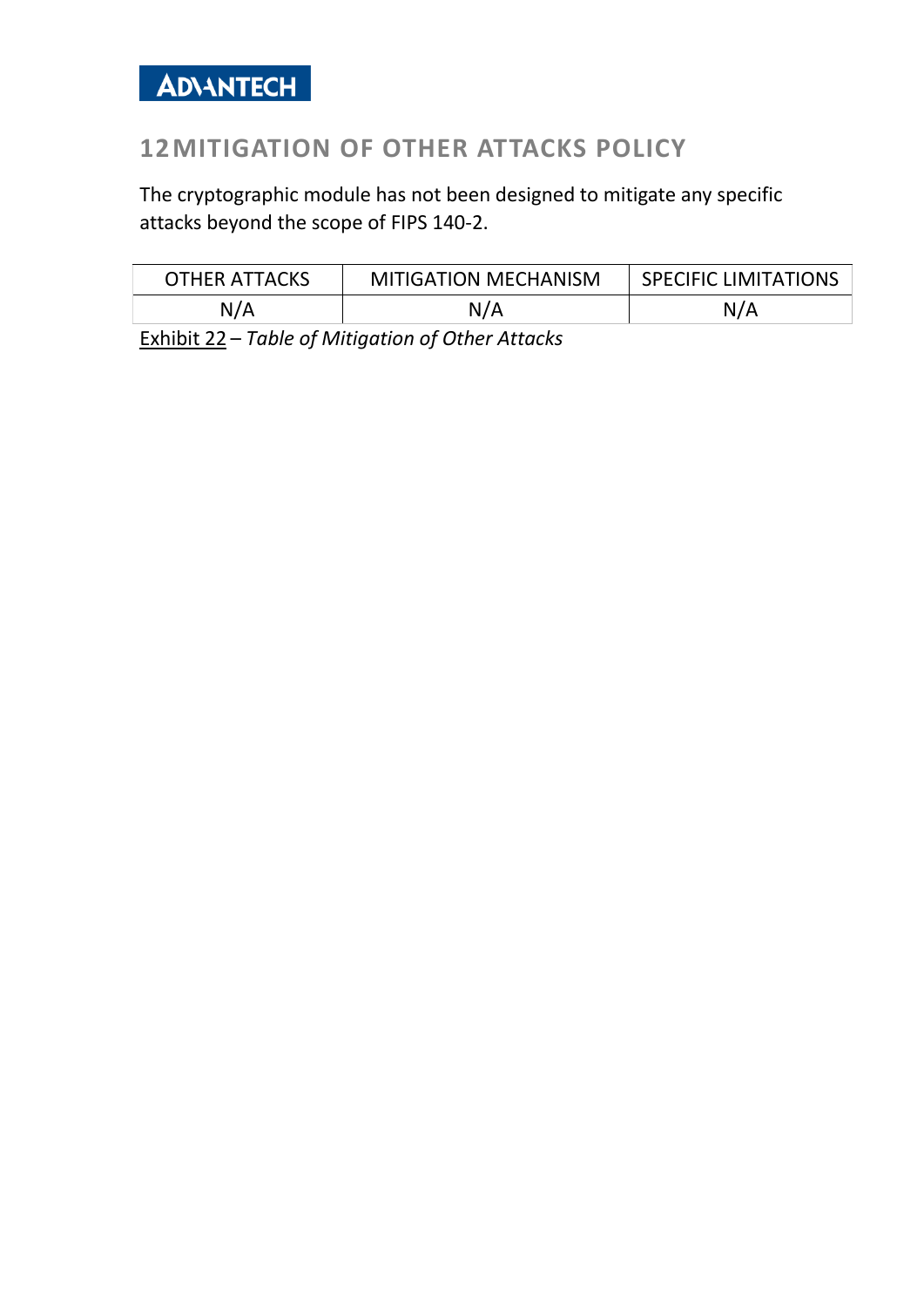# 12 MITIGATION OF OTHER ATTACKS POLICY

The cryptographic module has not been designed to mitigate any specific attacks beyond the scope of FIPS 140-2.

| OTHER ATTACKS | MITIGATION MECHANISM | SPECIFIC LIMITATIONS |
|---|---|---|
| N/A | N/A | N/A |

Exhibit 22 – *Table of Mitigation of Other Attacks*